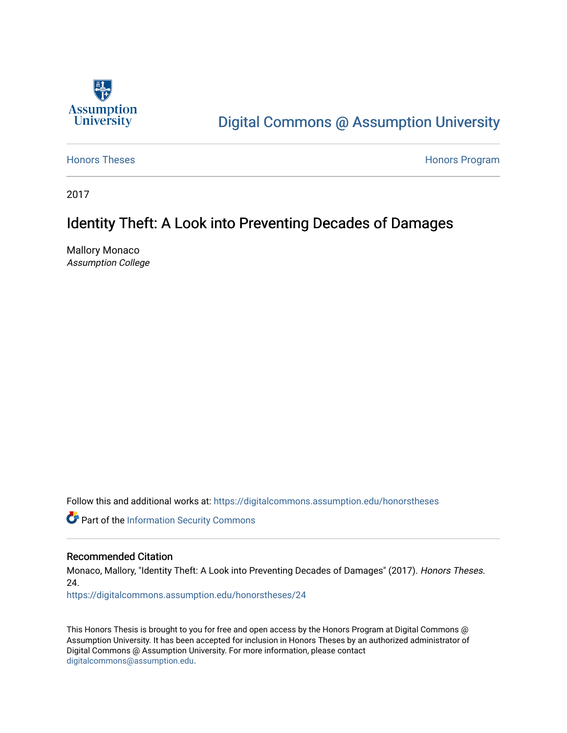Assumption University

# Digital Commons @ Assumption University

Honors Theses | Honors Program

2017

## Identity Theft: A Look into Preventing Decades of Damages

Mallory Monaco
*Assumption College*

Follow this and additional works at: https://digitalcommons.assumption.edu/honorstheses

Part of the Information Security Commons

### Recommended Citation

Monaco, Mallory, "Identity Theft: A Look into Preventing Decades of Damages" (2017). *Honors Theses*. 24.
https://digitalcommons.assumption.edu/honorstheses/24

This Honors Thesis is brought to you for free and open access by the Honors Program at Digital Commons @ Assumption University. It has been accepted for inclusion in Honors Theses by an authorized administrator of Digital Commons @ Assumption University. For more information, please contact digitalcommons@assumption.edu.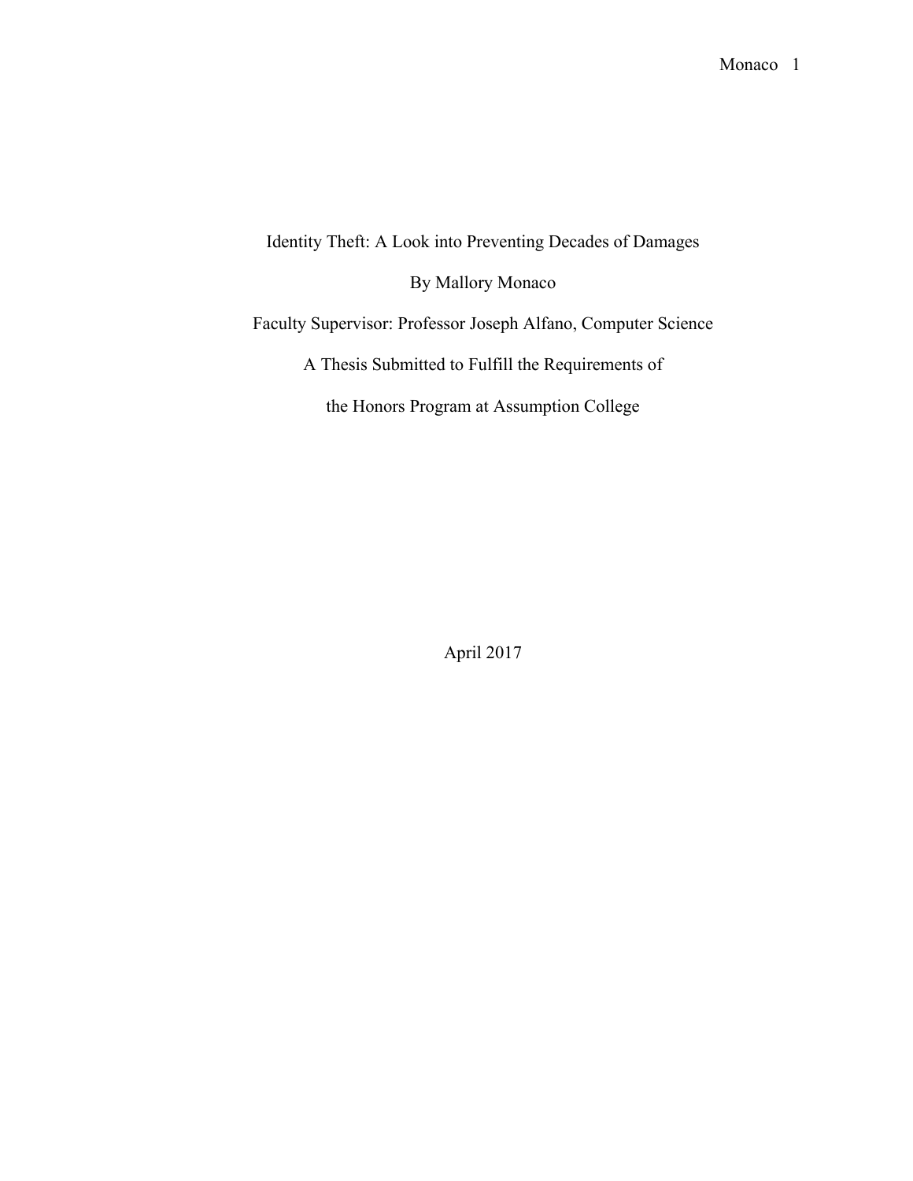# Identity Theft: A Look into Preventing Decades of Damages

By Mallory Monaco

Faculty Supervisor: Professor Joseph Alfano, Computer Science

A Thesis Submitted to Fulfill the Requirements of

the Honors Program at Assumption College

April 2017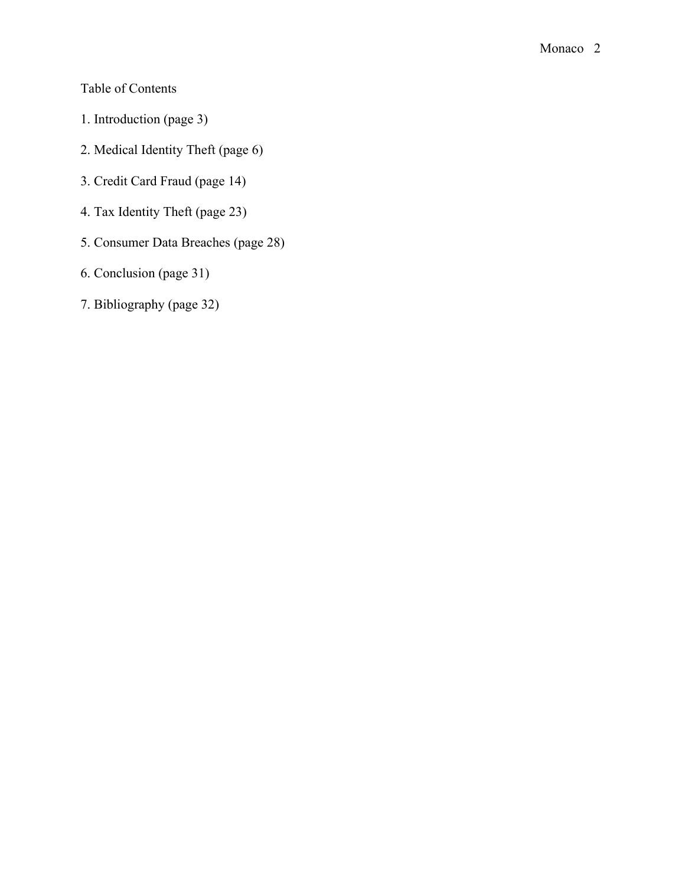Table of Contents

1. Introduction (page 3)

2. Medical Identity Theft (page 6)

3. Credit Card Fraud (page 14)

4. Tax Identity Theft (page 23)

5. Consumer Data Breaches (page 28)

6. Conclusion (page 31)

7. Bibliography (page 32)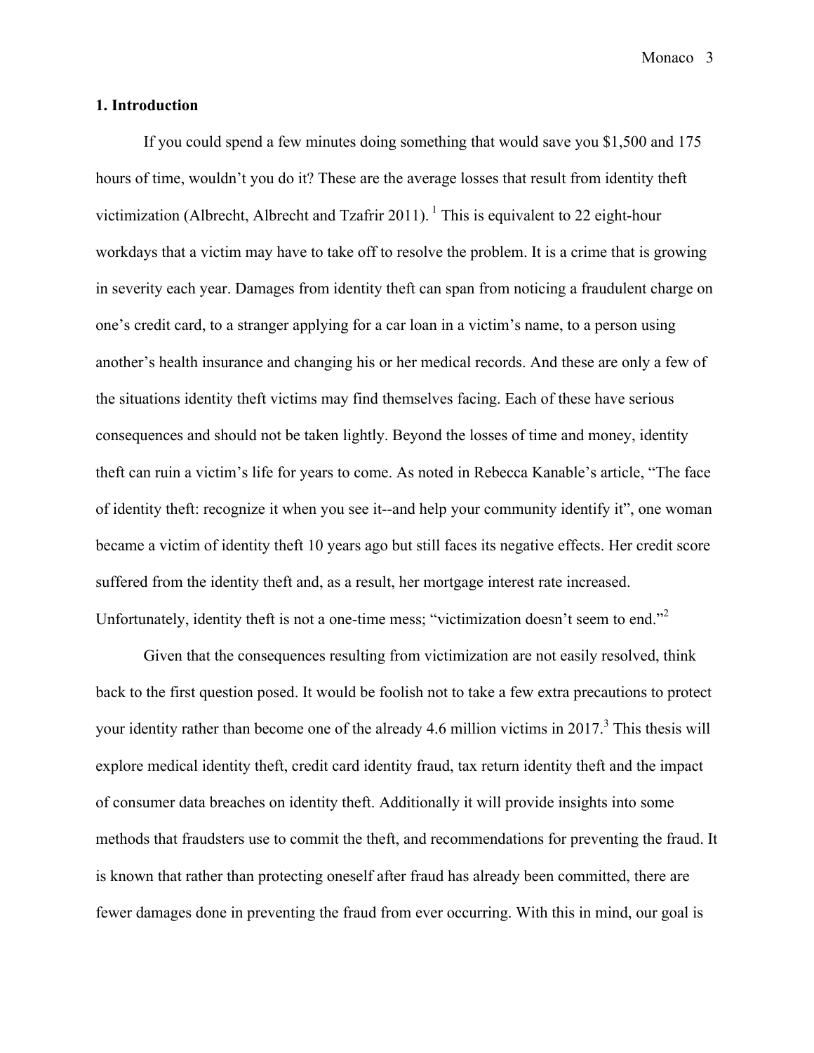## 1. Introduction

If you could spend a few minutes doing something that would save you $1,500 and 175 hours of time, wouldn't you do it? These are the average losses that result from identity theft victimization (Albrecht, Albrecht and Tzafrir 2011). [1] This is equivalent to 22 eight-hour workdays that a victim may have to take off to resolve the problem. It is a crime that is growing in severity each year. Damages from identity theft can span from noticing a fraudulent charge on one's credit card, to a stranger applying for a car loan in a victim's name, to a person using another's health insurance and changing his or her medical records. And these are only a few of the situations identity theft victims may find themselves facing. Each of these have serious consequences and should not be taken lightly. Beyond the losses of time and money, identity theft can ruin a victim's life for years to come. As noted in Rebecca Kanable's article, "The face of identity theft: recognize it when you see it--and help your community identify it", one woman became a victim of identity theft 10 years ago but still faces its negative effects. Her credit score suffered from the identity theft and, as a result, her mortgage interest rate increased. Unfortunately, identity theft is not a one-time mess; "victimization doesn't seem to end."[2]

Given that the consequences resulting from victimization are not easily resolved, think back to the first question posed. It would be foolish not to take a few extra precautions to protect your identity rather than become one of the already 4.6 million victims in 2017.[3] This thesis will explore medical identity theft, credit card identity fraud, tax return identity theft and the impact of consumer data breaches on identity theft. Additionally it will provide insights into some methods that fraudsters use to commit the theft, and recommendations for preventing the fraud. It is known that rather than protecting oneself after fraud has already been committed, there are fewer damages done in preventing the fraud from ever occurring. With this in mind, our goal is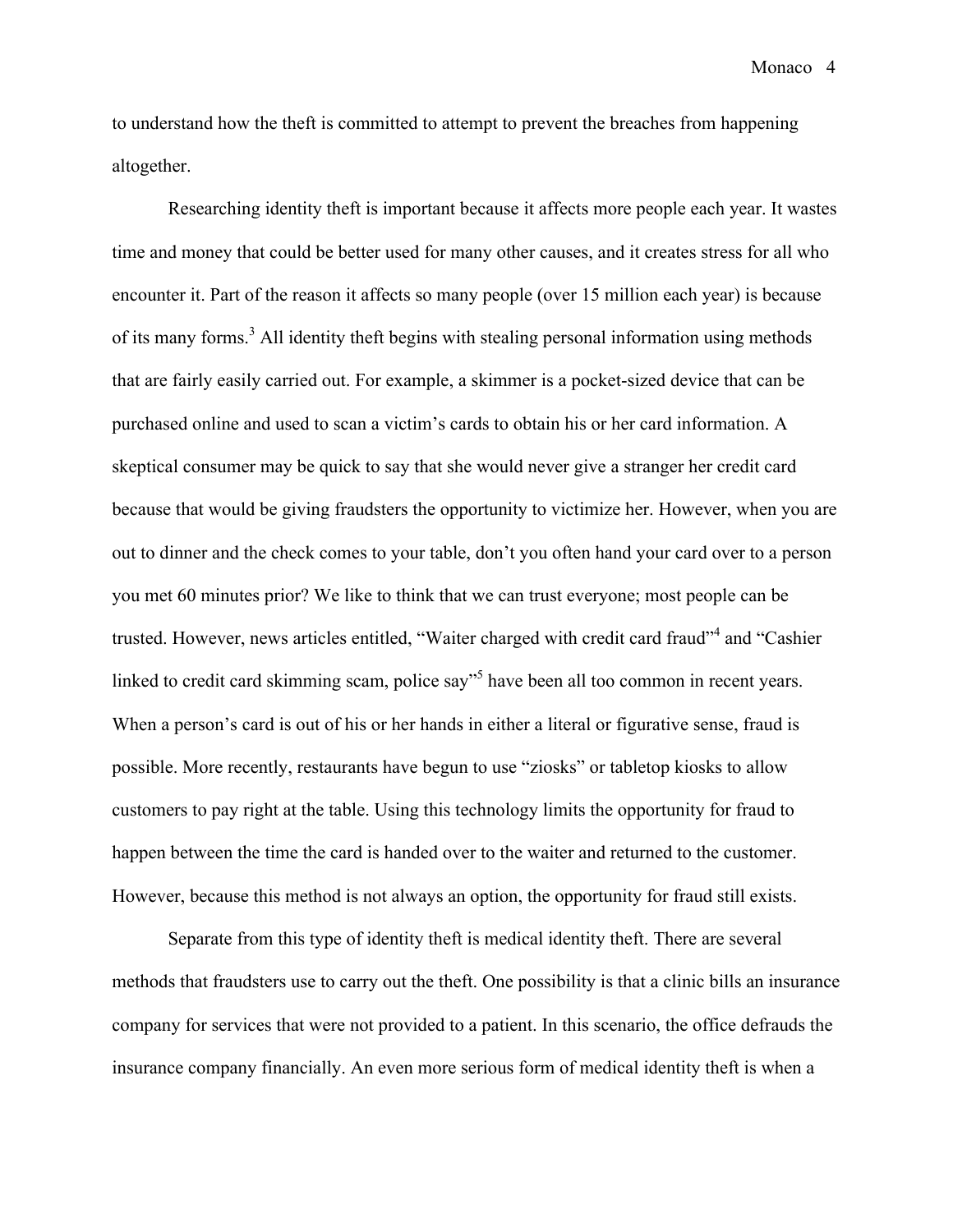to understand how the theft is committed to attempt to prevent the breaches from happening altogether.

Researching identity theft is important because it affects more people each year. It wastes time and money that could be better used for many other causes, and it creates stress for all who encounter it. Part of the reason it affects so many people (over 15 million each year) is because of its many forms.[3] All identity theft begins with stealing personal information using methods that are fairly easily carried out. For example, a skimmer is a pocket-sized device that can be purchased online and used to scan a victim's cards to obtain his or her card information. A skeptical consumer may be quick to say that she would never give a stranger her credit card because that would be giving fraudsters the opportunity to victimize her. However, when you are out to dinner and the check comes to your table, don't you often hand your card over to a person you met 60 minutes prior? We like to think that we can trust everyone; most people can be trusted. However, news articles entitled, "Waiter charged with credit card fraud"[4] and "Cashier linked to credit card skimming scam, police say"[5] have been all too common in recent years. When a person's card is out of his or her hands in either a literal or figurative sense, fraud is possible. More recently, restaurants have begun to use "ziosks" or tabletop kiosks to allow customers to pay right at the table. Using this technology limits the opportunity for fraud to happen between the time the card is handed over to the waiter and returned to the customer. However, because this method is not always an option, the opportunity for fraud still exists.

Separate from this type of identity theft is medical identity theft. There are several methods that fraudsters use to carry out the theft. One possibility is that a clinic bills an insurance company for services that were not provided to a patient. In this scenario, the office defrauds the insurance company financially. An even more serious form of medical identity theft is when a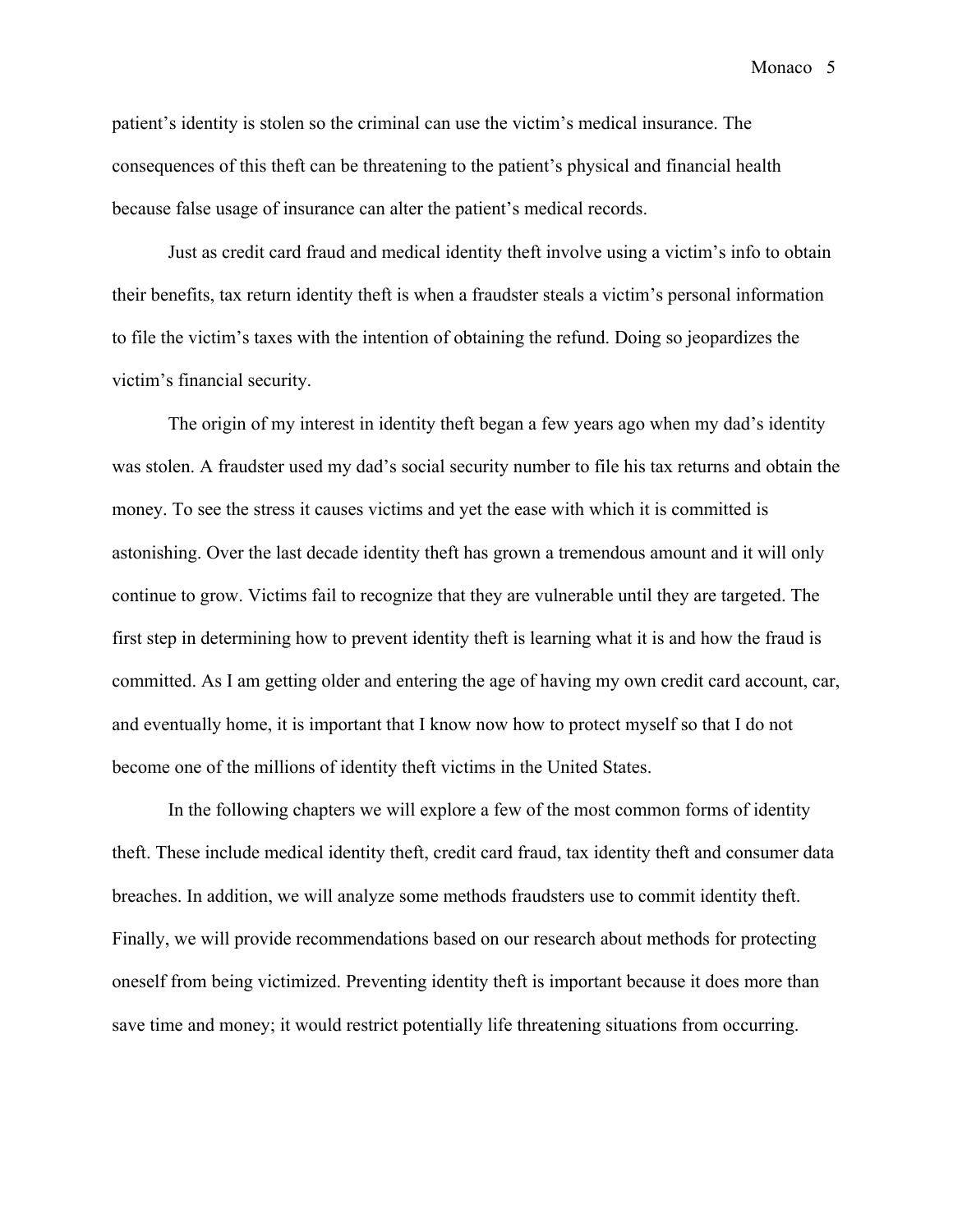patient's identity is stolen so the criminal can use the victim's medical insurance. The consequences of this theft can be threatening to the patient's physical and financial health because false usage of insurance can alter the patient's medical records.

Just as credit card fraud and medical identity theft involve using a victim's info to obtain their benefits, tax return identity theft is when a fraudster steals a victim's personal information to file the victim's taxes with the intention of obtaining the refund. Doing so jeopardizes the victim's financial security.

The origin of my interest in identity theft began a few years ago when my dad's identity was stolen. A fraudster used my dad's social security number to file his tax returns and obtain the money. To see the stress it causes victims and yet the ease with which it is committed is astonishing. Over the last decade identity theft has grown a tremendous amount and it will only continue to grow. Victims fail to recognize that they are vulnerable until they are targeted. The first step in determining how to prevent identity theft is learning what it is and how the fraud is committed. As I am getting older and entering the age of having my own credit card account, car, and eventually home, it is important that I know now how to protect myself so that I do not become one of the millions of identity theft victims in the United States.

In the following chapters we will explore a few of the most common forms of identity theft. These include medical identity theft, credit card fraud, tax identity theft and consumer data breaches. In addition, we will analyze some methods fraudsters use to commit identity theft. Finally, we will provide recommendations based on our research about methods for protecting oneself from being victimized. Preventing identity theft is important because it does more than save time and money; it would restrict potentially life threatening situations from occurring.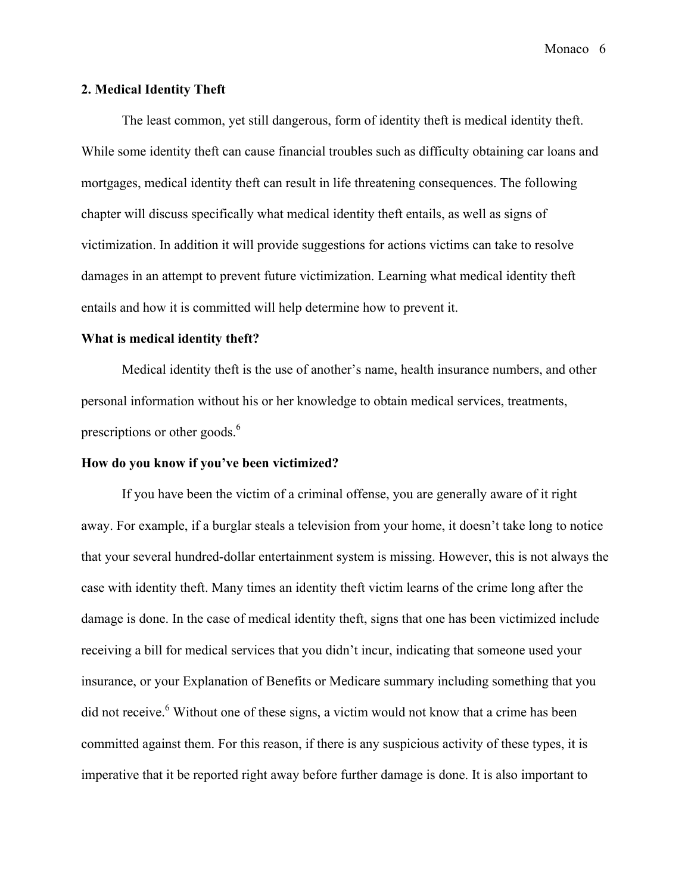## 2. Medical Identity Theft

The least common, yet still dangerous, form of identity theft is medical identity theft. While some identity theft can cause financial troubles such as difficulty obtaining car loans and mortgages, medical identity theft can result in life threatening consequences. The following chapter will discuss specifically what medical identity theft entails, as well as signs of victimization. In addition it will provide suggestions for actions victims can take to resolve damages in an attempt to prevent future victimization. Learning what medical identity theft entails and how it is committed will help determine how to prevent it.

### What is medical identity theft?

Medical identity theft is the use of another's name, health insurance numbers, and other personal information without his or her knowledge to obtain medical services, treatments, prescriptions or other goods.[6]

### How do you know if you've been victimized?

If you have been the victim of a criminal offense, you are generally aware of it right away. For example, if a burglar steals a television from your home, it doesn't take long to notice that your several hundred-dollar entertainment system is missing. However, this is not always the case with identity theft. Many times an identity theft victim learns of the crime long after the damage is done. In the case of medical identity theft, signs that one has been victimized include receiving a bill for medical services that you didn't incur, indicating that someone used your insurance, or your Explanation of Benefits or Medicare summary including something that you did not receive.[6] Without one of these signs, a victim would not know that a crime has been committed against them. For this reason, if there is any suspicious activity of these types, it is imperative that it be reported right away before further damage is done. It is also important to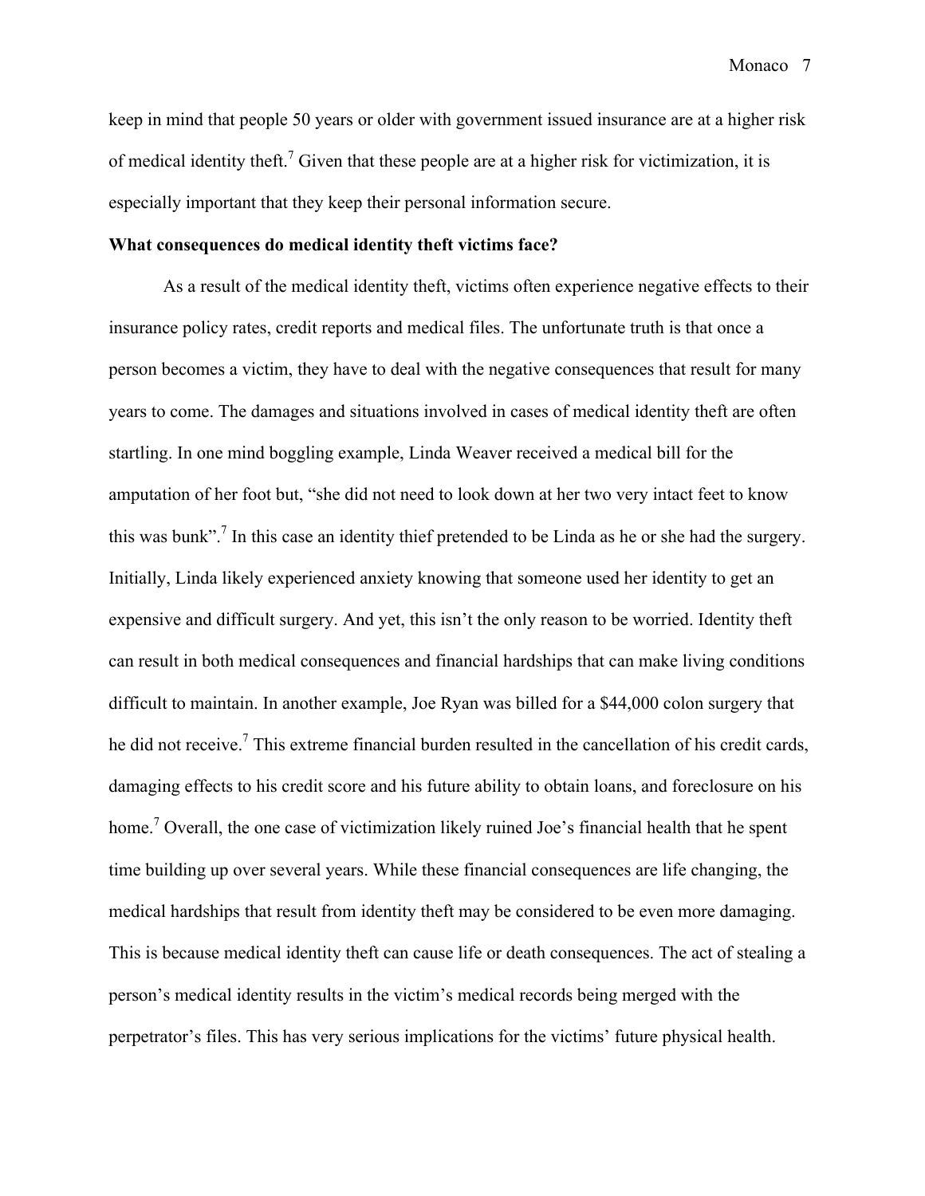keep in mind that people 50 years or older with government issued insurance are at a higher risk of medical identity theft.[7] Given that these people are at a higher risk for victimization, it is especially important that they keep their personal information secure.

**What consequences do medical identity theft victims face?**

As a result of the medical identity theft, victims often experience negative effects to their insurance policy rates, credit reports and medical files. The unfortunate truth is that once a person becomes a victim, they have to deal with the negative consequences that result for many years to come. The damages and situations involved in cases of medical identity theft are often startling. In one mind boggling example, Linda Weaver received a medical bill for the amputation of her foot but, "she did not need to look down at her two very intact feet to know this was bunk".[7] In this case an identity thief pretended to be Linda as he or she had the surgery. Initially, Linda likely experienced anxiety knowing that someone used her identity to get an expensive and difficult surgery. And yet, this isn't the only reason to be worried. Identity theft can result in both medical consequences and financial hardships that can make living conditions difficult to maintain. In another example, Joe Ryan was billed for a $44,000 colon surgery that he did not receive.[7] This extreme financial burden resulted in the cancellation of his credit cards, damaging effects to his credit score and his future ability to obtain loans, and foreclosure on his home.[7] Overall, the one case of victimization likely ruined Joe's financial health that he spent time building up over several years. While these financial consequences are life changing, the medical hardships that result from identity theft may be considered to be even more damaging. This is because medical identity theft can cause life or death consequences. The act of stealing a person's medical identity results in the victim's medical records being merged with the perpetrator's files. This has very serious implications for the victims' future physical health.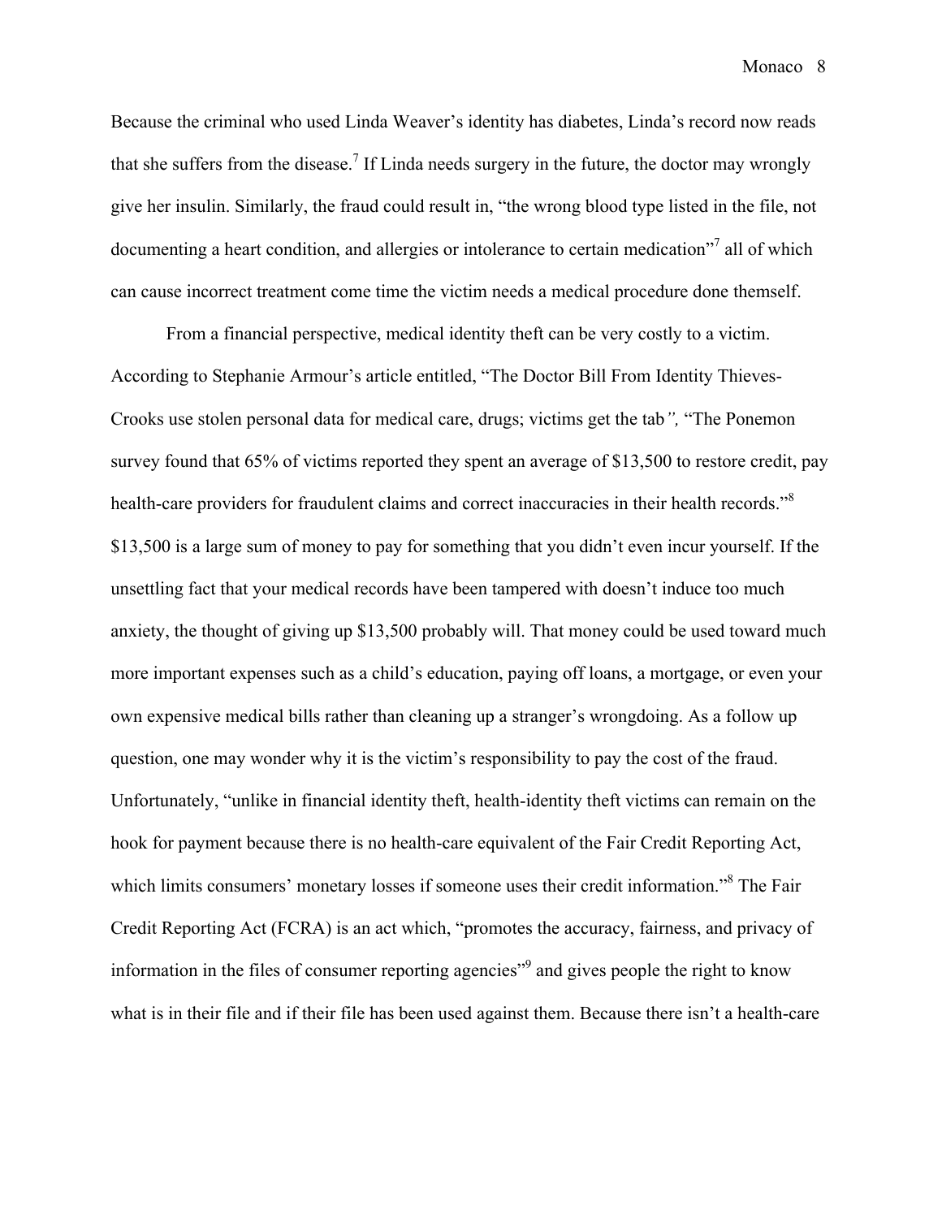Because the criminal who used Linda Weaver's identity has diabetes, Linda's record now reads that she suffers from the disease.[7] If Linda needs surgery in the future, the doctor may wrongly give her insulin. Similarly, the fraud could result in, "the wrong blood type listed in the file, not documenting a heart condition, and allergies or intolerance to certain medication"[7] all of which can cause incorrect treatment come time the victim needs a medical procedure done themself.

From a financial perspective, medical identity theft can be very costly to a victim. According to Stephanie Armour's article entitled, "The Doctor Bill From Identity Thieves- Crooks use stolen personal data for medical care, drugs; victims get the tab*",* "The Ponemon survey found that 65% of victims reported they spent an average of $13,500 to restore credit, pay health-care providers for fraudulent claims and correct inaccuracies in their health records."[8] $13,500 is a large sum of money to pay for something that you didn't even incur yourself. If the unsettling fact that your medical records have been tampered with doesn't induce too much anxiety, the thought of giving up $13,500 probably will. That money could be used toward much more important expenses such as a child's education, paying off loans, a mortgage, or even your own expensive medical bills rather than cleaning up a stranger's wrongdoing. As a follow up question, one may wonder why it is the victim's responsibility to pay the cost of the fraud. Unfortunately, "unlike in financial identity theft, health-identity theft victims can remain on the hook for payment because there is no health-care equivalent of the Fair Credit Reporting Act, which limits consumers' monetary losses if someone uses their credit information."[8] The Fair Credit Reporting Act (FCRA) is an act which, "promotes the accuracy, fairness, and privacy of information in the files of consumer reporting agencies"[9] and gives people the right to know what is in their file and if their file has been used against them. Because there isn't a health-care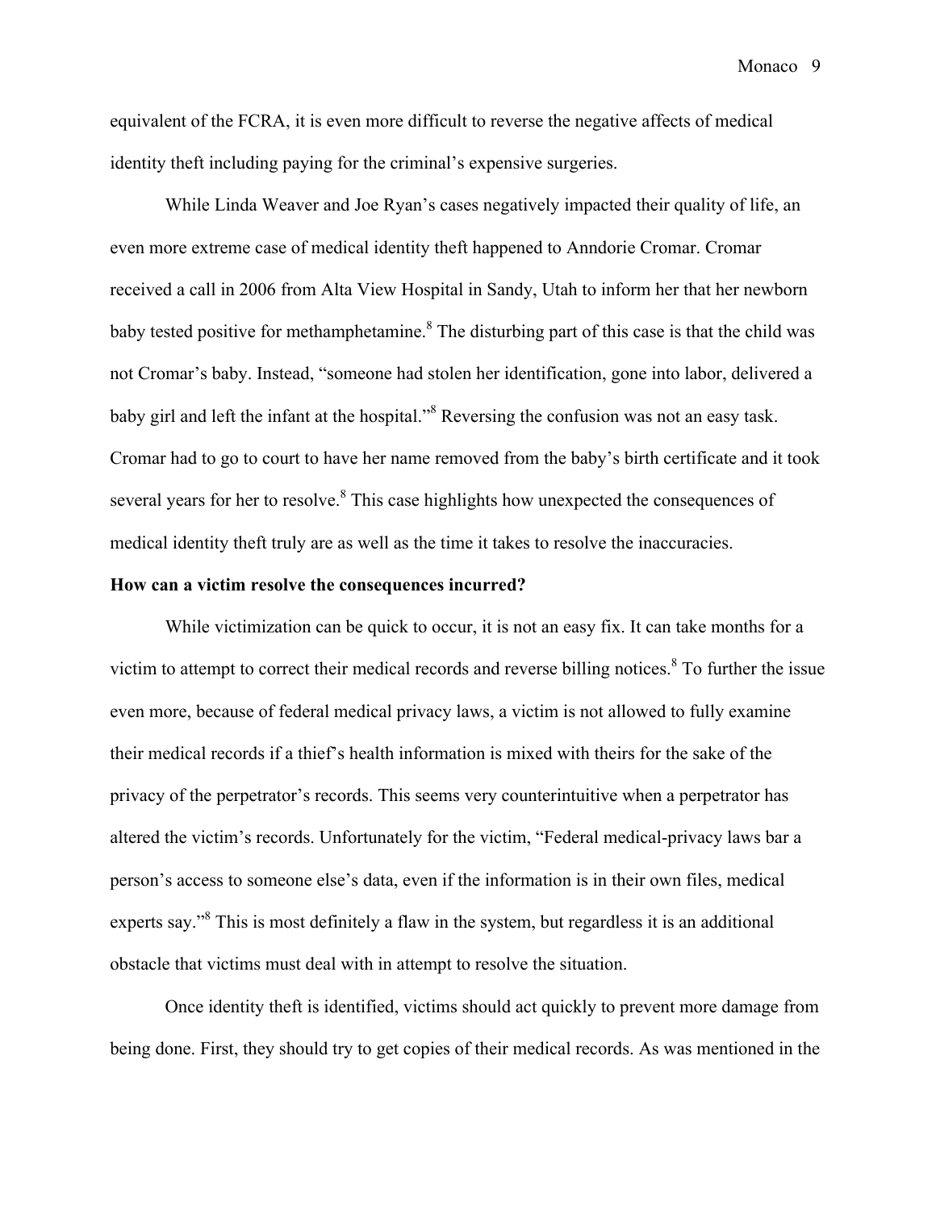equivalent of the FCRA, it is even more difficult to reverse the negative affects of medical identity theft including paying for the criminal's expensive surgeries.

While Linda Weaver and Joe Ryan's cases negatively impacted their quality of life, an even more extreme case of medical identity theft happened to Anndorie Cromar. Cromar received a call in 2006 from Alta View Hospital in Sandy, Utah to inform her that her newborn baby tested positive for methamphetamine.[8] The disturbing part of this case is that the child was not Cromar's baby. Instead, "someone had stolen her identification, gone into labor, delivered a baby girl and left the infant at the hospital."[8] Reversing the confusion was not an easy task. Cromar had to go to court to have her name removed from the baby's birth certificate and it took several years for her to resolve.[8] This case highlights how unexpected the consequences of medical identity theft truly are as well as the time it takes to resolve the inaccuracies.

**How can a victim resolve the consequences incurred?**

While victimization can be quick to occur, it is not an easy fix. It can take months for a victim to attempt to correct their medical records and reverse billing notices.[8] To further the issue even more, because of federal medical privacy laws, a victim is not allowed to fully examine their medical records if a thief's health information is mixed with theirs for the sake of the privacy of the perpetrator's records. This seems very counterintuitive when a perpetrator has altered the victim's records. Unfortunately for the victim, "Federal medical-privacy laws bar a person's access to someone else's data, even if the information is in their own files, medical experts say."[8] This is most definitely a flaw in the system, but regardless it is an additional obstacle that victims must deal with in attempt to resolve the situation.

Once identity theft is identified, victims should act quickly to prevent more damage from being done. First, they should try to get copies of their medical records. As was mentioned in the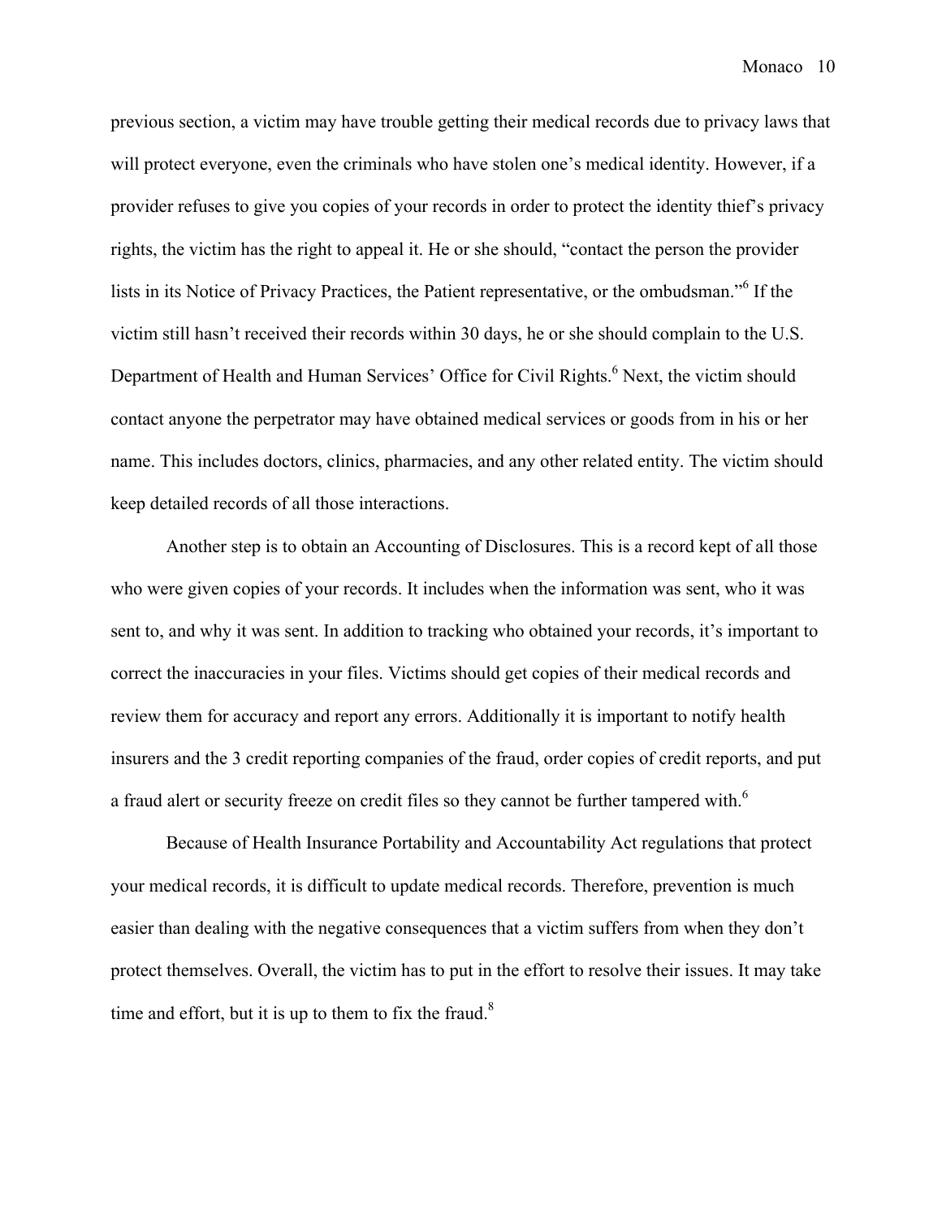previous section, a victim may have trouble getting their medical records due to privacy laws that will protect everyone, even the criminals who have stolen one's medical identity. However, if a provider refuses to give you copies of your records in order to protect the identity thief's privacy rights, the victim has the right to appeal it. He or she should, "contact the person the provider lists in its Notice of Privacy Practices, the Patient representative, or the ombudsman."[6] If the victim still hasn't received their records within 30 days, he or she should complain to the U.S. Department of Health and Human Services' Office for Civil Rights.[6] Next, the victim should contact anyone the perpetrator may have obtained medical services or goods from in his or her name. This includes doctors, clinics, pharmacies, and any other related entity. The victim should keep detailed records of all those interactions.

Another step is to obtain an Accounting of Disclosures. This is a record kept of all those who were given copies of your records. It includes when the information was sent, who it was sent to, and why it was sent. In addition to tracking who obtained your records, it's important to correct the inaccuracies in your files. Victims should get copies of their medical records and review them for accuracy and report any errors. Additionally it is important to notify health insurers and the 3 credit reporting companies of the fraud, order copies of credit reports, and put a fraud alert or security freeze on credit files so they cannot be further tampered with.[6]

Because of Health Insurance Portability and Accountability Act regulations that protect your medical records, it is difficult to update medical records. Therefore, prevention is much easier than dealing with the negative consequences that a victim suffers from when they don't protect themselves. Overall, the victim has to put in the effort to resolve their issues. It may take time and effort, but it is up to them to fix the fraud.[8]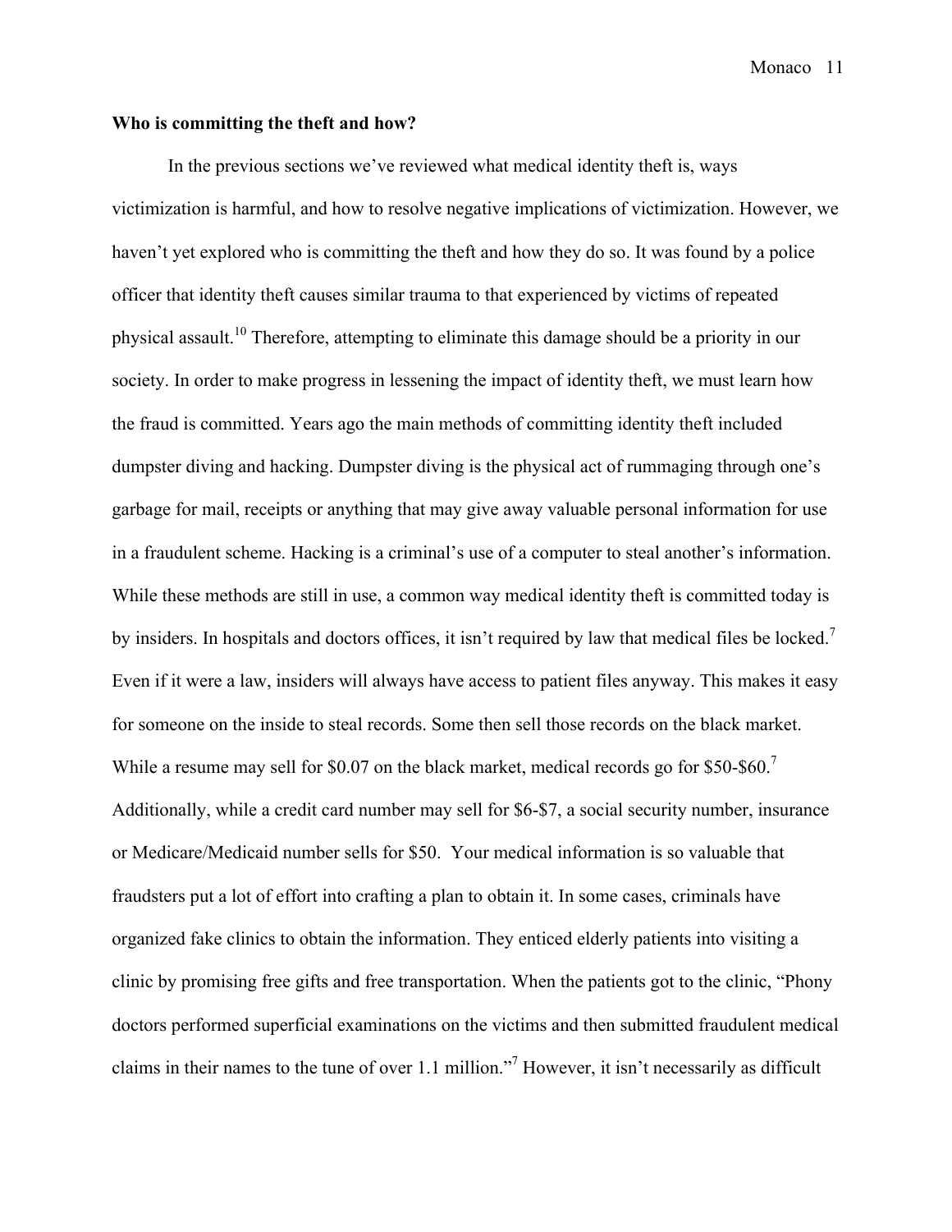**Who is committing the theft and how?**

In the previous sections we've reviewed what medical identity theft is, ways victimization is harmful, and how to resolve negative implications of victimization. However, we haven't yet explored who is committing the theft and how they do so. It was found by a police officer that identity theft causes similar trauma to that experienced by victims of repeated physical assault.[10] Therefore, attempting to eliminate this damage should be a priority in our society. In order to make progress in lessening the impact of identity theft, we must learn how the fraud is committed. Years ago the main methods of committing identity theft included dumpster diving and hacking. Dumpster diving is the physical act of rummaging through one's garbage for mail, receipts or anything that may give away valuable personal information for use in a fraudulent scheme. Hacking is a criminal's use of a computer to steal another's information. While these methods are still in use, a common way medical identity theft is committed today is by insiders. In hospitals and doctors offices, it isn't required by law that medical files be locked.[7] Even if it were a law, insiders will always have access to patient files anyway. This makes it easy for someone on the inside to steal records. Some then sell those records on the black market. While a resume may sell for $0.07 on the black market, medical records go for $50-$60.[7] Additionally, while a credit card number may sell for $6-$7, a social security number, insurance or Medicare/Medicaid number sells for $50. Your medical information is so valuable that fraudsters put a lot of effort into crafting a plan to obtain it. In some cases, criminals have organized fake clinics to obtain the information. They enticed elderly patients into visiting a clinic by promising free gifts and free transportation. When the patients got to the clinic, "Phony doctors performed superficial examinations on the victims and then submitted fraudulent medical claims in their names to the tune of over 1.1 million."[7] However, it isn't necessarily as difficult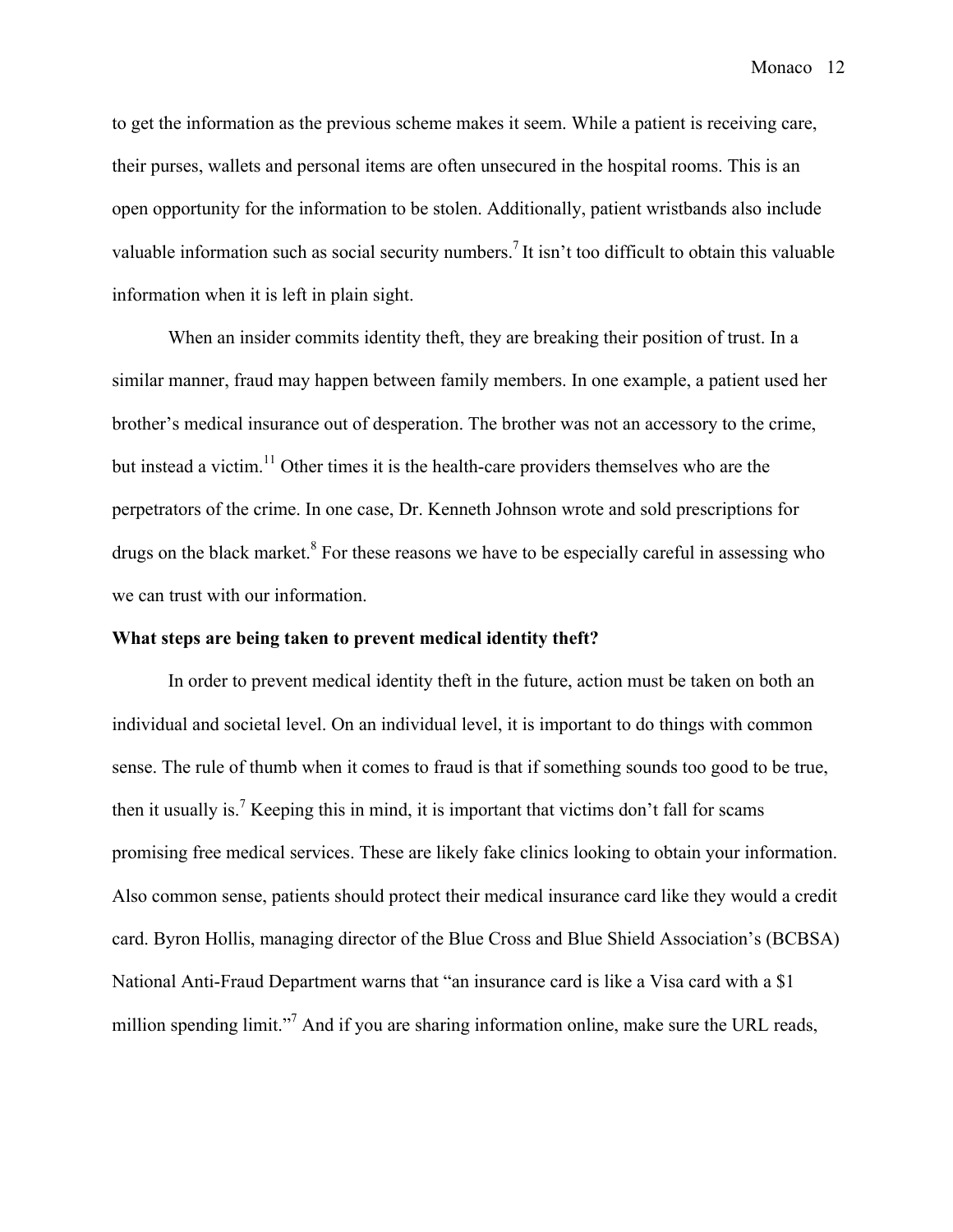to get the information as the previous scheme makes it seem. While a patient is receiving care, their purses, wallets and personal items are often unsecured in the hospital rooms. This is an open opportunity for the information to be stolen. Additionally, patient wristbands also include valuable information such as social security numbers.[7] It isn't too difficult to obtain this valuable information when it is left in plain sight.

When an insider commits identity theft, they are breaking their position of trust. In a similar manner, fraud may happen between family members. In one example, a patient used her brother's medical insurance out of desperation. The brother was not an accessory to the crime, but instead a victim.[11] Other times it is the health-care providers themselves who are the perpetrators of the crime. In one case, Dr. Kenneth Johnson wrote and sold prescriptions for drugs on the black market.[8] For these reasons we have to be especially careful in assessing who we can trust with our information.

**What steps are being taken to prevent medical identity theft?**

In order to prevent medical identity theft in the future, action must be taken on both an individual and societal level. On an individual level, it is important to do things with common sense. The rule of thumb when it comes to fraud is that if something sounds too good to be true, then it usually is.[7] Keeping this in mind, it is important that victims don't fall for scams promising free medical services. These are likely fake clinics looking to obtain your information. Also common sense, patients should protect their medical insurance card like they would a credit card. Byron Hollis, managing director of the Blue Cross and Blue Shield Association's (BCBSA) National Anti-Fraud Department warns that "an insurance card is like a Visa card with a $1 million spending limit."[7] And if you are sharing information online, make sure the URL reads,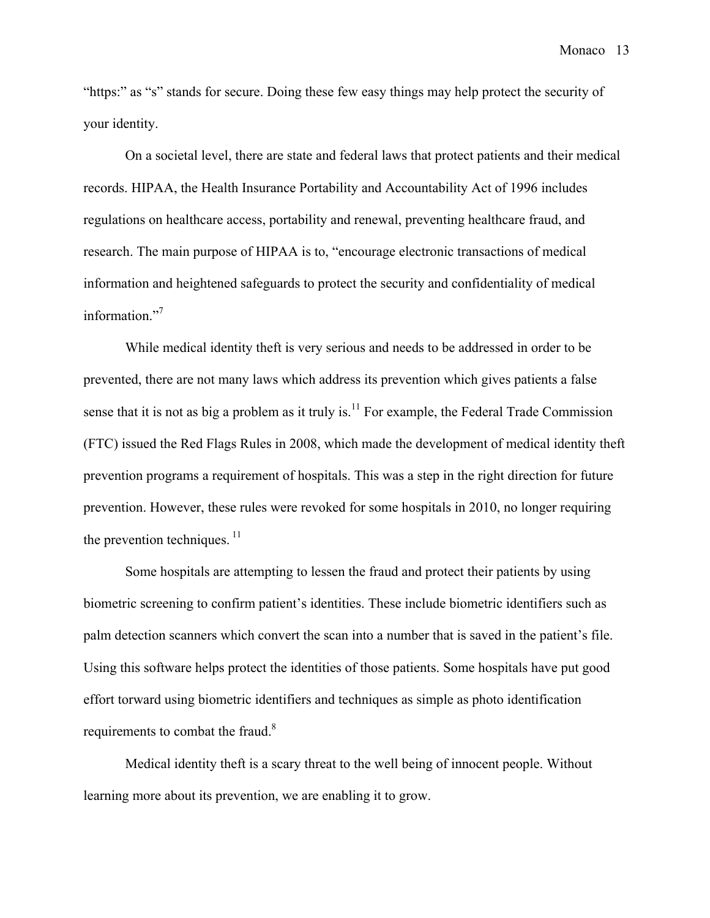"https:" as "s" stands for secure. Doing these few easy things may help protect the security of your identity.

On a societal level, there are state and federal laws that protect patients and their medical records. HIPAA, the Health Insurance Portability and Accountability Act of 1996 includes regulations on healthcare access, portability and renewal, preventing healthcare fraud, and research. The main purpose of HIPAA is to, "encourage electronic transactions of medical information and heightened safeguards to protect the security and confidentiality of medical information."[7]

While medical identity theft is very serious and needs to be addressed in order to be prevented, there are not many laws which address its prevention which gives patients a false sense that it is not as big a problem as it truly is.[11] For example, the Federal Trade Commission (FTC) issued the Red Flags Rules in 2008, which made the development of medical identity theft prevention programs a requirement of hospitals. This was a step in the right direction for future prevention. However, these rules were revoked for some hospitals in 2010, no longer requiring the prevention techniques.[11]

Some hospitals are attempting to lessen the fraud and protect their patients by using biometric screening to confirm patient's identities. These include biometric identifiers such as palm detection scanners which convert the scan into a number that is saved in the patient's file. Using this software helps protect the identities of those patients. Some hospitals have put good effort torward using biometric identifiers and techniques as simple as photo identification requirements to combat the fraud.[8]

Medical identity theft is a scary threat to the well being of innocent people. Without learning more about its prevention, we are enabling it to grow.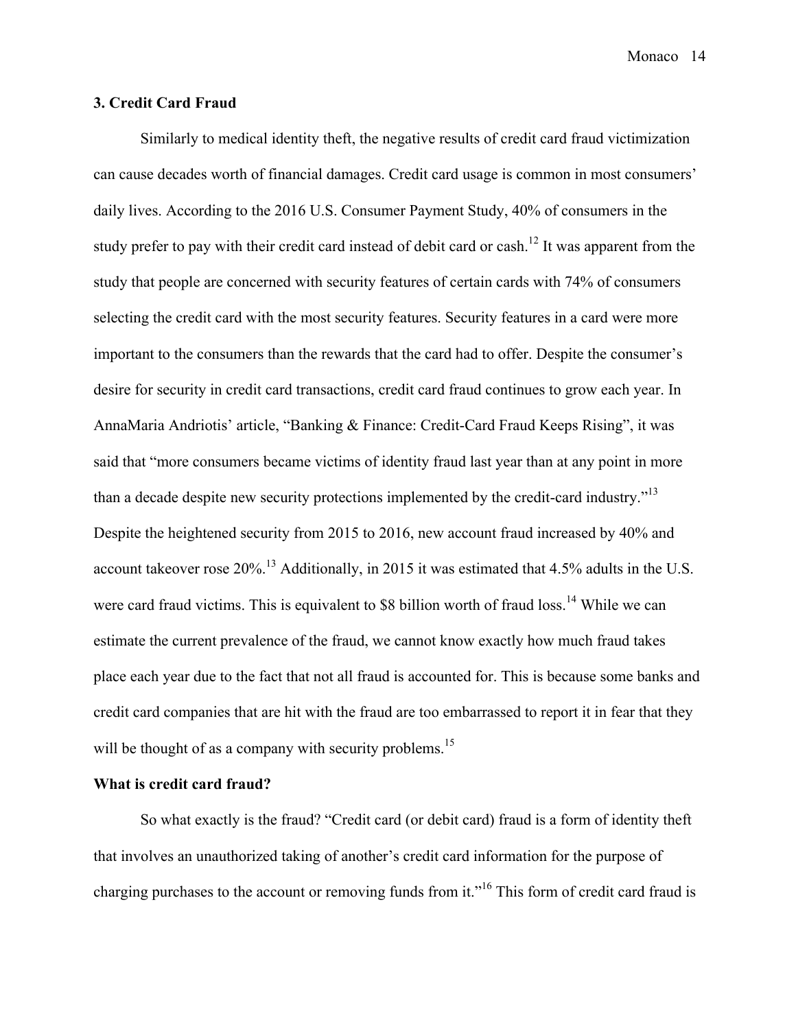### 3. Credit Card Fraud

Similarly to medical identity theft, the negative results of credit card fraud victimization can cause decades worth of financial damages. Credit card usage is common in most consumers' daily lives. According to the 2016 U.S. Consumer Payment Study, 40% of consumers in the study prefer to pay with their credit card instead of debit card or cash.[12] It was apparent from the study that people are concerned with security features of certain cards with 74% of consumers selecting the credit card with the most security features. Security features in a card were more important to the consumers than the rewards that the card had to offer. Despite the consumer's desire for security in credit card transactions, credit card fraud continues to grow each year. In AnnaMaria Andriotis' article, "Banking & Finance: Credit-Card Fraud Keeps Rising", it was said that "more consumers became victims of identity fraud last year than at any point in more than a decade despite new security protections implemented by the credit-card industry."[13] Despite the heightened security from 2015 to 2016, new account fraud increased by 40% and account takeover rose 20%.[13] Additionally, in 2015 it was estimated that 4.5% adults in the U.S. were card fraud victims. This is equivalent to $8 billion worth of fraud loss.[14] While we can estimate the current prevalence of the fraud, we cannot know exactly how much fraud takes place each year due to the fact that not all fraud is accounted for. This is because some banks and credit card companies that are hit with the fraud are too embarrassed to report it in fear that they will be thought of as a company with security problems.[15]

#### What is credit card fraud?

So what exactly is the fraud? "Credit card (or debit card) fraud is a form of identity theft that involves an unauthorized taking of another's credit card information for the purpose of charging purchases to the account or removing funds from it."[16] This form of credit card fraud is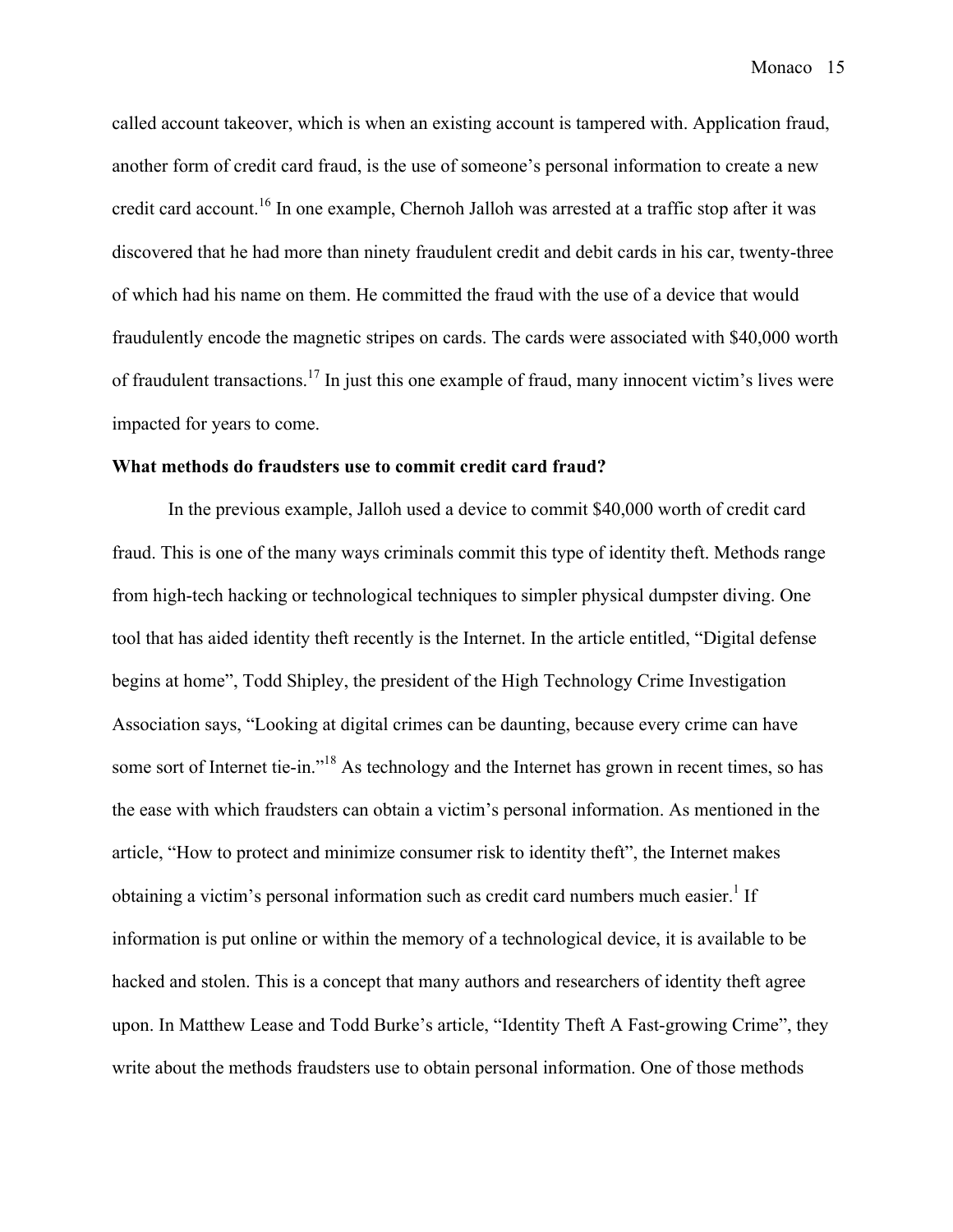called account takeover, which is when an existing account is tampered with. Application fraud, another form of credit card fraud, is the use of someone's personal information to create a new credit card account.[16] In one example, Chernoh Jalloh was arrested at a traffic stop after it was discovered that he had more than ninety fraudulent credit and debit cards in his car, twenty-three of which had his name on them. He committed the fraud with the use of a device that would fraudulently encode the magnetic stripes on cards. The cards were associated with $40,000 worth of fraudulent transactions.[17] In just this one example of fraud, many innocent victim's lives were impacted for years to come.

**What methods do fraudsters use to commit credit card fraud?**

In the previous example, Jalloh used a device to commit $40,000 worth of credit card fraud. This is one of the many ways criminals commit this type of identity theft. Methods range from high-tech hacking or technological techniques to simpler physical dumpster diving. One tool that has aided identity theft recently is the Internet. In the article entitled, "Digital defense begins at home", Todd Shipley, the president of the High Technology Crime Investigation Association says, "Looking at digital crimes can be daunting, because every crime can have some sort of Internet tie-in."[18] As technology and the Internet has grown in recent times, so has the ease with which fraudsters can obtain a victim's personal information. As mentioned in the article, "How to protect and minimize consumer risk to identity theft", the Internet makes obtaining a victim's personal information such as credit card numbers much easier.[1] If information is put online or within the memory of a technological device, it is available to be hacked and stolen. This is a concept that many authors and researchers of identity theft agree upon. In Matthew Lease and Todd Burke's article, "Identity Theft A Fast-growing Crime", they write about the methods fraudsters use to obtain personal information. One of those methods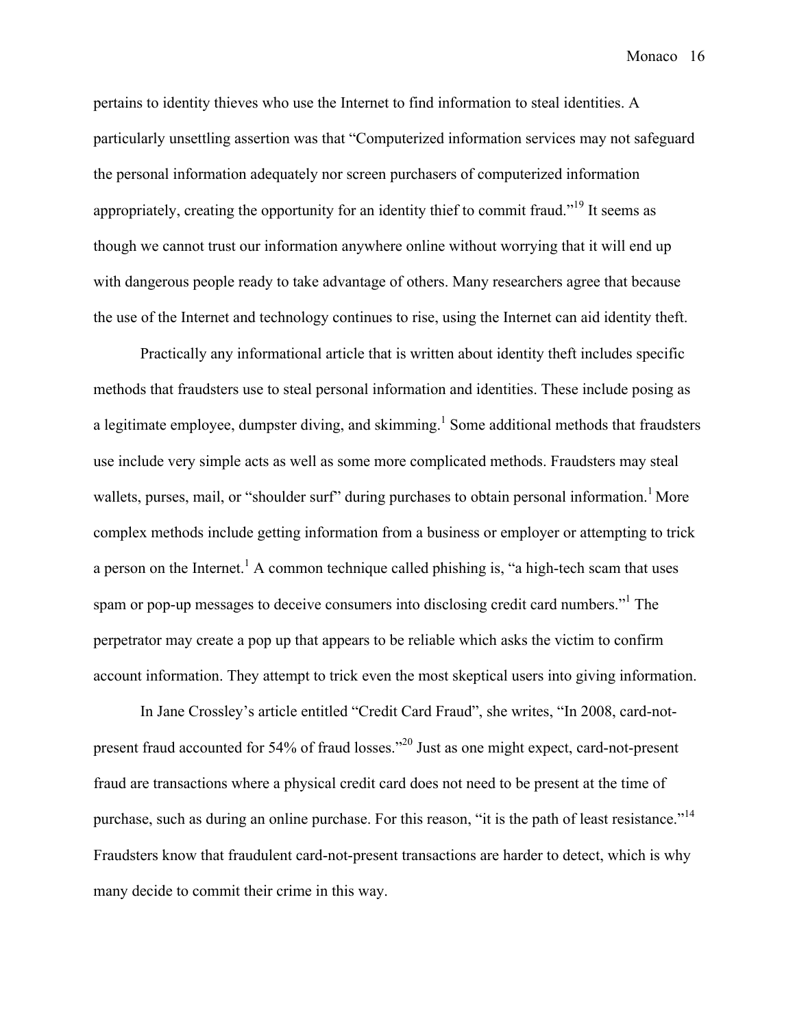pertains to identity thieves who use the Internet to find information to steal identities. A particularly unsettling assertion was that "Computerized information services may not safeguard the personal information adequately nor screen purchasers of computerized information appropriately, creating the opportunity for an identity thief to commit fraud."[19] It seems as though we cannot trust our information anywhere online without worrying that it will end up with dangerous people ready to take advantage of others. Many researchers agree that because the use of the Internet and technology continues to rise, using the Internet can aid identity theft.

Practically any informational article that is written about identity theft includes specific methods that fraudsters use to steal personal information and identities. These include posing as a legitimate employee, dumpster diving, and skimming.[1] Some additional methods that fraudsters use include very simple acts as well as some more complicated methods. Fraudsters may steal wallets, purses, mail, or "shoulder surf" during purchases to obtain personal information.[1] More complex methods include getting information from a business or employer or attempting to trick a person on the Internet.[1] A common technique called phishing is, "a high-tech scam that uses spam or pop-up messages to deceive consumers into disclosing credit card numbers."[1] The perpetrator may create a pop up that appears to be reliable which asks the victim to confirm account information. They attempt to trick even the most skeptical users into giving information.

In Jane Crossley's article entitled "Credit Card Fraud", she writes, "In 2008, card-not-present fraud accounted for 54% of fraud losses."[20] Just as one might expect, card-not-present fraud are transactions where a physical credit card does not need to be present at the time of purchase, such as during an online purchase. For this reason, "it is the path of least resistance."[14] Fraudsters know that fraudulent card-not-present transactions are harder to detect, which is why many decide to commit their crime in this way.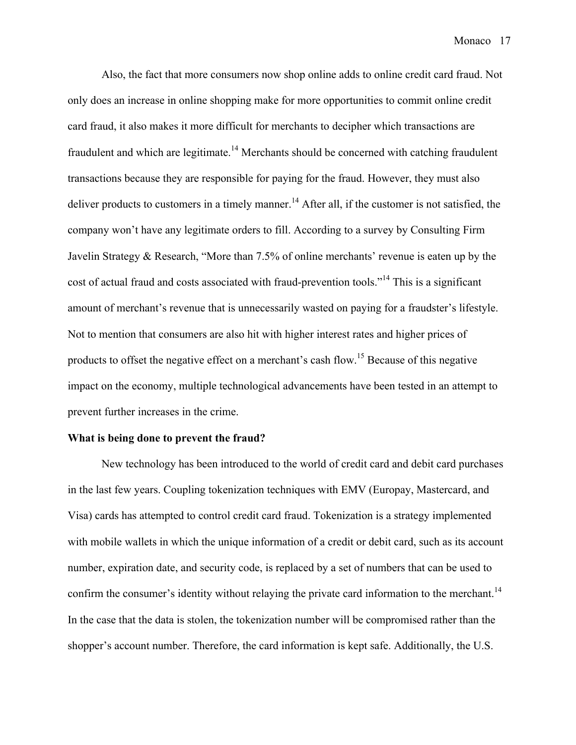Also, the fact that more consumers now shop online adds to online credit card fraud. Not only does an increase in online shopping make for more opportunities to commit online credit card fraud, it also makes it more difficult for merchants to decipher which transactions are fraudulent and which are legitimate.[14] Merchants should be concerned with catching fraudulent transactions because they are responsible for paying for the fraud. However, they must also deliver products to customers in a timely manner.[14] After all, if the customer is not satisfied, the company won't have any legitimate orders to fill. According to a survey by Consulting Firm Javelin Strategy & Research, "More than 7.5% of online merchants' revenue is eaten up by the cost of actual fraud and costs associated with fraud-prevention tools."[14] This is a significant amount of merchant's revenue that is unnecessarily wasted on paying for a fraudster's lifestyle. Not to mention that consumers are also hit with higher interest rates and higher prices of products to offset the negative effect on a merchant's cash flow.[15] Because of this negative impact on the economy, multiple technological advancements have been tested in an attempt to prevent further increases in the crime.

**What is being done to prevent the fraud?**

New technology has been introduced to the world of credit card and debit card purchases in the last few years. Coupling tokenization techniques with EMV (Europay, Mastercard, and Visa) cards has attempted to control credit card fraud. Tokenization is a strategy implemented with mobile wallets in which the unique information of a credit or debit card, such as its account number, expiration date, and security code, is replaced by a set of numbers that can be used to confirm the consumer's identity without relaying the private card information to the merchant.[14] In the case that the data is stolen, the tokenization number will be compromised rather than the shopper's account number. Therefore, the card information is kept safe. Additionally, the U.S.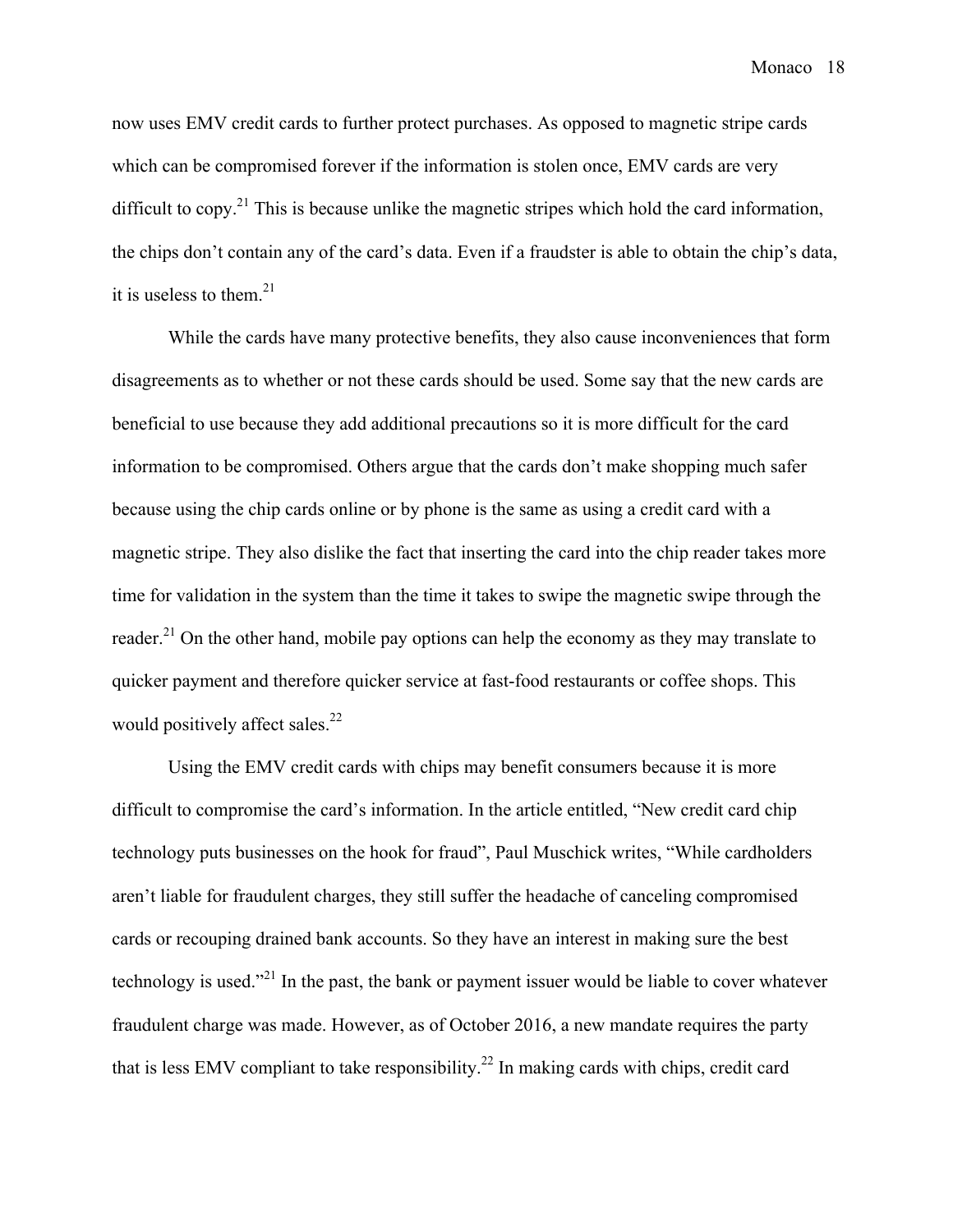now uses EMV credit cards to further protect purchases. As opposed to magnetic stripe cards which can be compromised forever if the information is stolen once, EMV cards are very difficult to copy.[21] This is because unlike the magnetic stripes which hold the card information, the chips don't contain any of the card's data. Even if a fraudster is able to obtain the chip's data, it is useless to them.[21]

While the cards have many protective benefits, they also cause inconveniences that form disagreements as to whether or not these cards should be used. Some say that the new cards are beneficial to use because they add additional precautions so it is more difficult for the card information to be compromised. Others argue that the cards don't make shopping much safer because using the chip cards online or by phone is the same as using a credit card with a magnetic stripe. They also dislike the fact that inserting the card into the chip reader takes more time for validation in the system than the time it takes to swipe the magnetic swipe through the reader.[21] On the other hand, mobile pay options can help the economy as they may translate to quicker payment and therefore quicker service at fast-food restaurants or coffee shops. This would positively affect sales.[22]

Using the EMV credit cards with chips may benefit consumers because it is more difficult to compromise the card's information. In the article entitled, "New credit card chip technology puts businesses on the hook for fraud", Paul Muschick writes, "While cardholders aren't liable for fraudulent charges, they still suffer the headache of canceling compromised cards or recouping drained bank accounts. So they have an interest in making sure the best technology is used."[21] In the past, the bank or payment issuer would be liable to cover whatever fraudulent charge was made. However, as of October 2016, a new mandate requires the party that is less EMV compliant to take responsibility.[22] In making cards with chips, credit card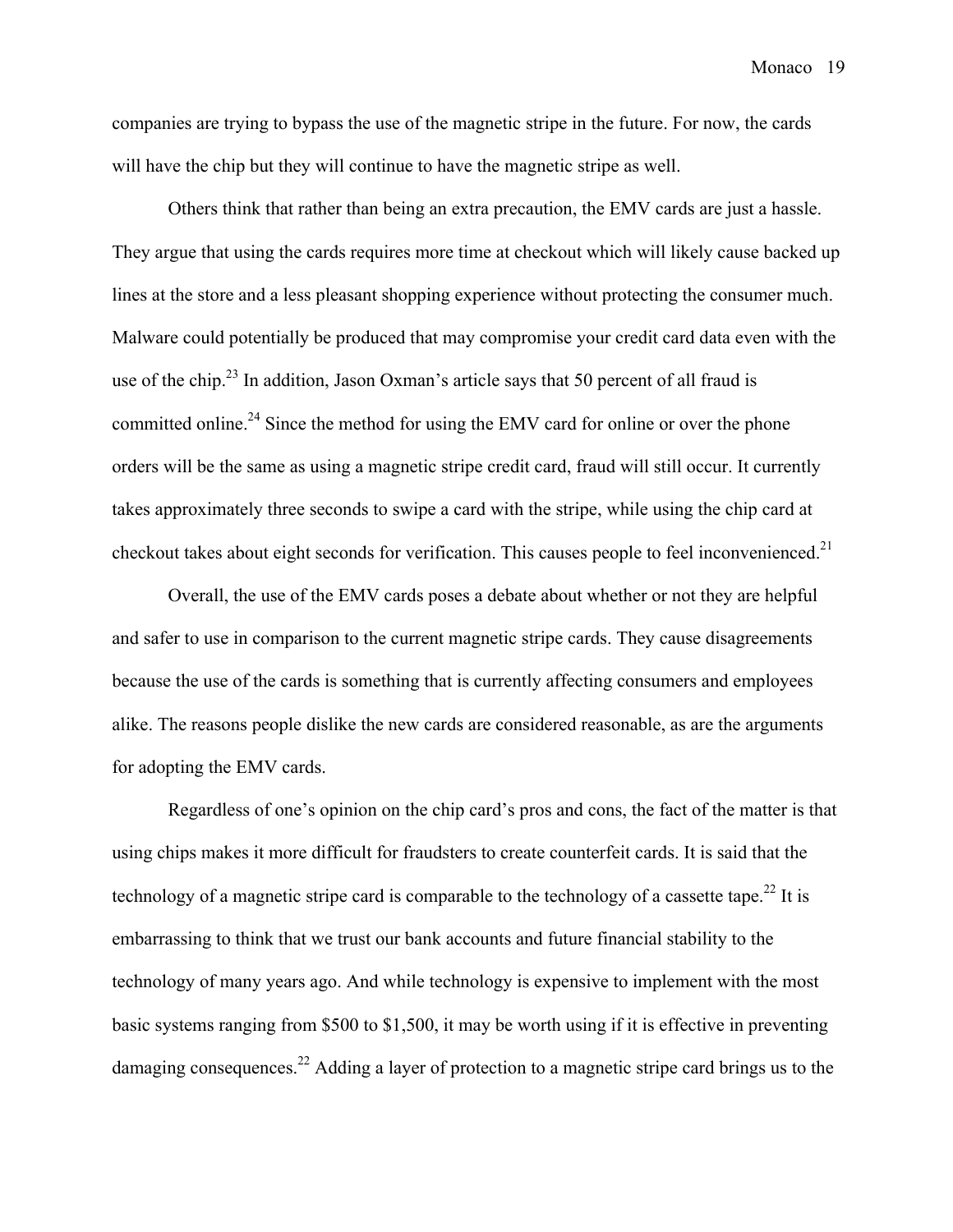companies are trying to bypass the use of the magnetic stripe in the future. For now, the cards will have the chip but they will continue to have the magnetic stripe as well.

Others think that rather than being an extra precaution, the EMV cards are just a hassle. They argue that using the cards requires more time at checkout which will likely cause backed up lines at the store and a less pleasant shopping experience without protecting the consumer much. Malware could potentially be produced that may compromise your credit card data even with the use of the chip.[23] In addition, Jason Oxman's article says that 50 percent of all fraud is committed online.[24] Since the method for using the EMV card for online or over the phone orders will be the same as using a magnetic stripe credit card, fraud will still occur. It currently takes approximately three seconds to swipe a card with the stripe, while using the chip card at checkout takes about eight seconds for verification. This causes people to feel inconvenienced.[21]

Overall, the use of the EMV cards poses a debate about whether or not they are helpful and safer to use in comparison to the current magnetic stripe cards. They cause disagreements because the use of the cards is something that is currently affecting consumers and employees alike. The reasons people dislike the new cards are considered reasonable, as are the arguments for adopting the EMV cards.

Regardless of one's opinion on the chip card's pros and cons, the fact of the matter is that using chips makes it more difficult for fraudsters to create counterfeit cards. It is said that the technology of a magnetic stripe card is comparable to the technology of a cassette tape.[22] It is embarrassing to think that we trust our bank accounts and future financial stability to the technology of many years ago. And while technology is expensive to implement with the most basic systems ranging from $500 to $1,500, it may be worth using if it is effective in preventing damaging consequences.[22] Adding a layer of protection to a magnetic stripe card brings us to the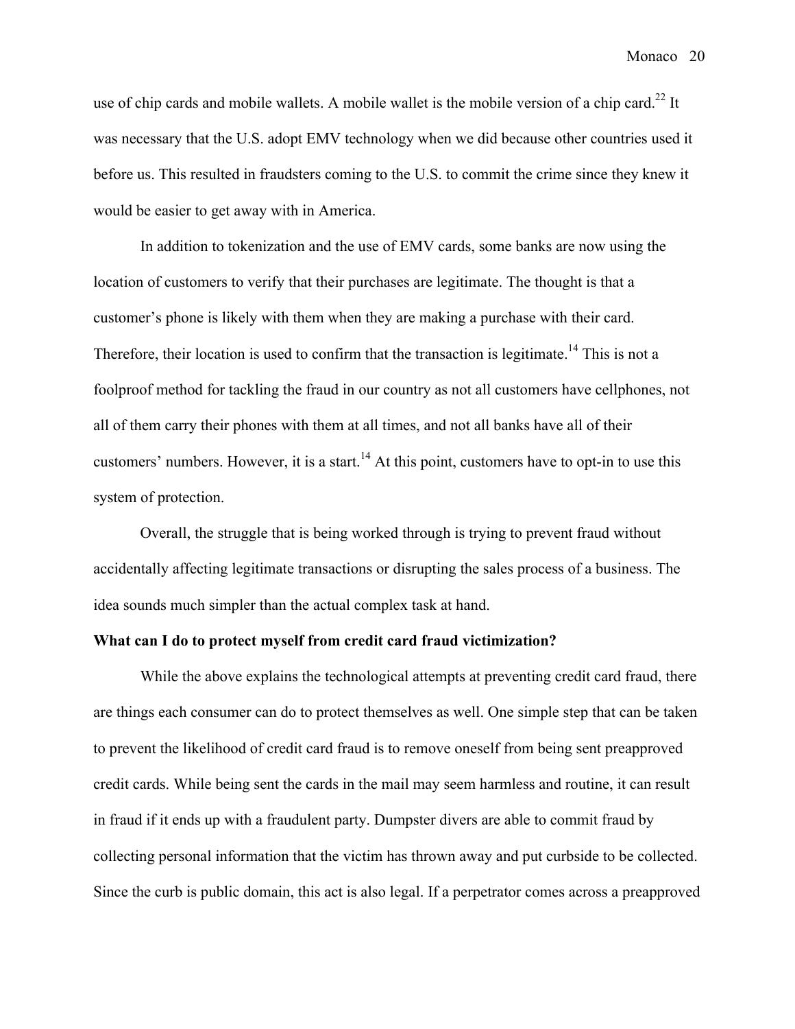use of chip cards and mobile wallets. A mobile wallet is the mobile version of a chip card.[22] It was necessary that the U.S. adopt EMV technology when we did because other countries used it before us. This resulted in fraudsters coming to the U.S. to commit the crime since they knew it would be easier to get away with in America.

In addition to tokenization and the use of EMV cards, some banks are now using the location of customers to verify that their purchases are legitimate. The thought is that a customer's phone is likely with them when they are making a purchase with their card. Therefore, their location is used to confirm that the transaction is legitimate.[14] This is not a foolproof method for tackling the fraud in our country as not all customers have cellphones, not all of them carry their phones with them at all times, and not all banks have all of their customers' numbers. However, it is a start.[14] At this point, customers have to opt-in to use this system of protection.

Overall, the struggle that is being worked through is trying to prevent fraud without accidentally affecting legitimate transactions or disrupting the sales process of a business. The idea sounds much simpler than the actual complex task at hand.

**What can I do to protect myself from credit card fraud victimization?**

While the above explains the technological attempts at preventing credit card fraud, there are things each consumer can do to protect themselves as well. One simple step that can be taken to prevent the likelihood of credit card fraud is to remove oneself from being sent preapproved credit cards. While being sent the cards in the mail may seem harmless and routine, it can result in fraud if it ends up with a fraudulent party. Dumpster divers are able to commit fraud by collecting personal information that the victim has thrown away and put curbside to be collected. Since the curb is public domain, this act is also legal. If a perpetrator comes across a preapproved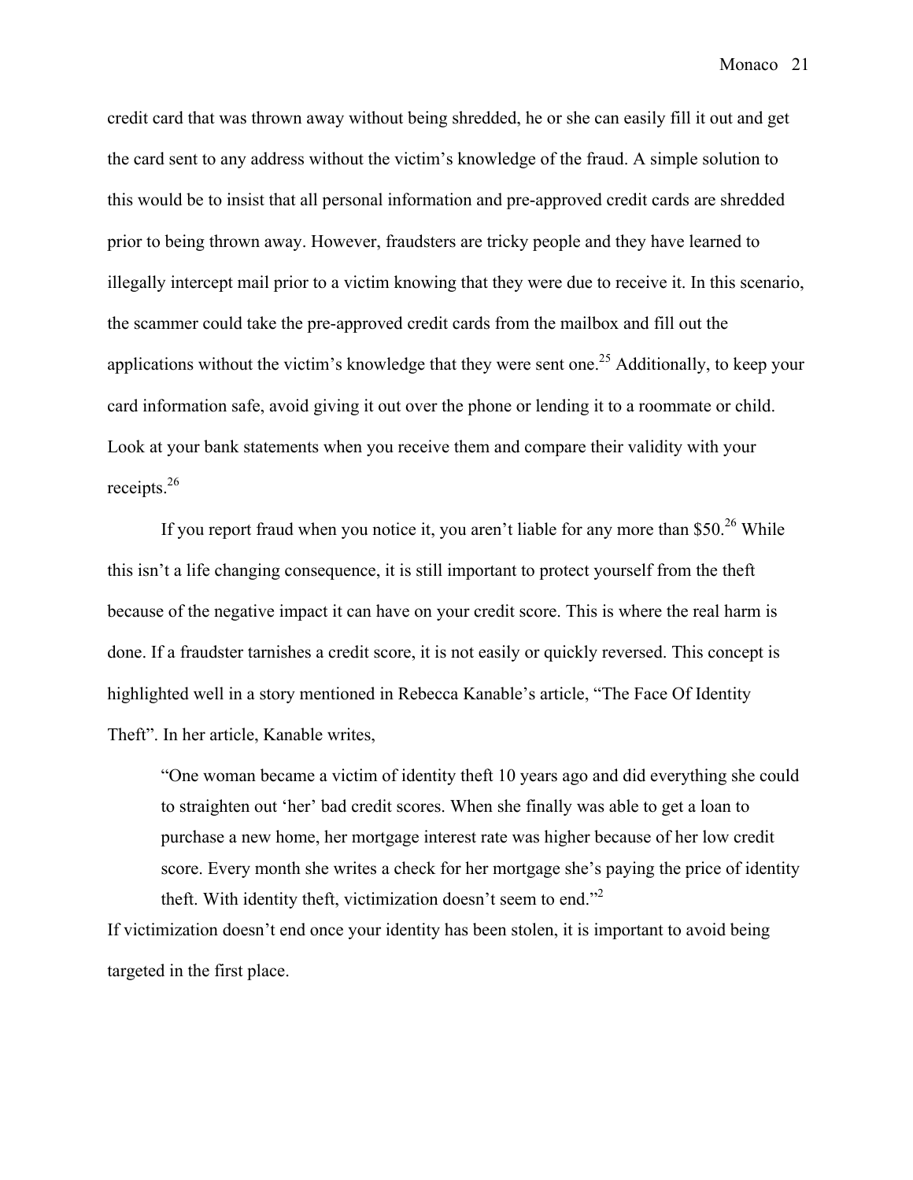credit card that was thrown away without being shredded, he or she can easily fill it out and get the card sent to any address without the victim's knowledge of the fraud. A simple solution to this would be to insist that all personal information and pre-approved credit cards are shredded prior to being thrown away. However, fraudsters are tricky people and they have learned to illegally intercept mail prior to a victim knowing that they were due to receive it. In this scenario, the scammer could take the pre-approved credit cards from the mailbox and fill out the applications without the victim's knowledge that they were sent one.[25] Additionally, to keep your card information safe, avoid giving it out over the phone or lending it to a roommate or child. Look at your bank statements when you receive them and compare their validity with your receipts.[26]

If you report fraud when you notice it, you aren't liable for any more than $50.[26] While this isn't a life changing consequence, it is still important to protect yourself from the theft because of the negative impact it can have on your credit score. This is where the real harm is done. If a fraudster tarnishes a credit score, it is not easily or quickly reversed. This concept is highlighted well in a story mentioned in Rebecca Kanable's article, "The Face Of Identity Theft". In her article, Kanable writes,

> "One woman became a victim of identity theft 10 years ago and did everything she could to straighten out 'her' bad credit scores. When she finally was able to get a loan to purchase a new home, her mortgage interest rate was higher because of her low credit score. Every month she writes a check for her mortgage she's paying the price of identity theft. With identity theft, victimization doesn't seem to end."[2]

If victimization doesn't end once your identity has been stolen, it is important to avoid being targeted in the first place.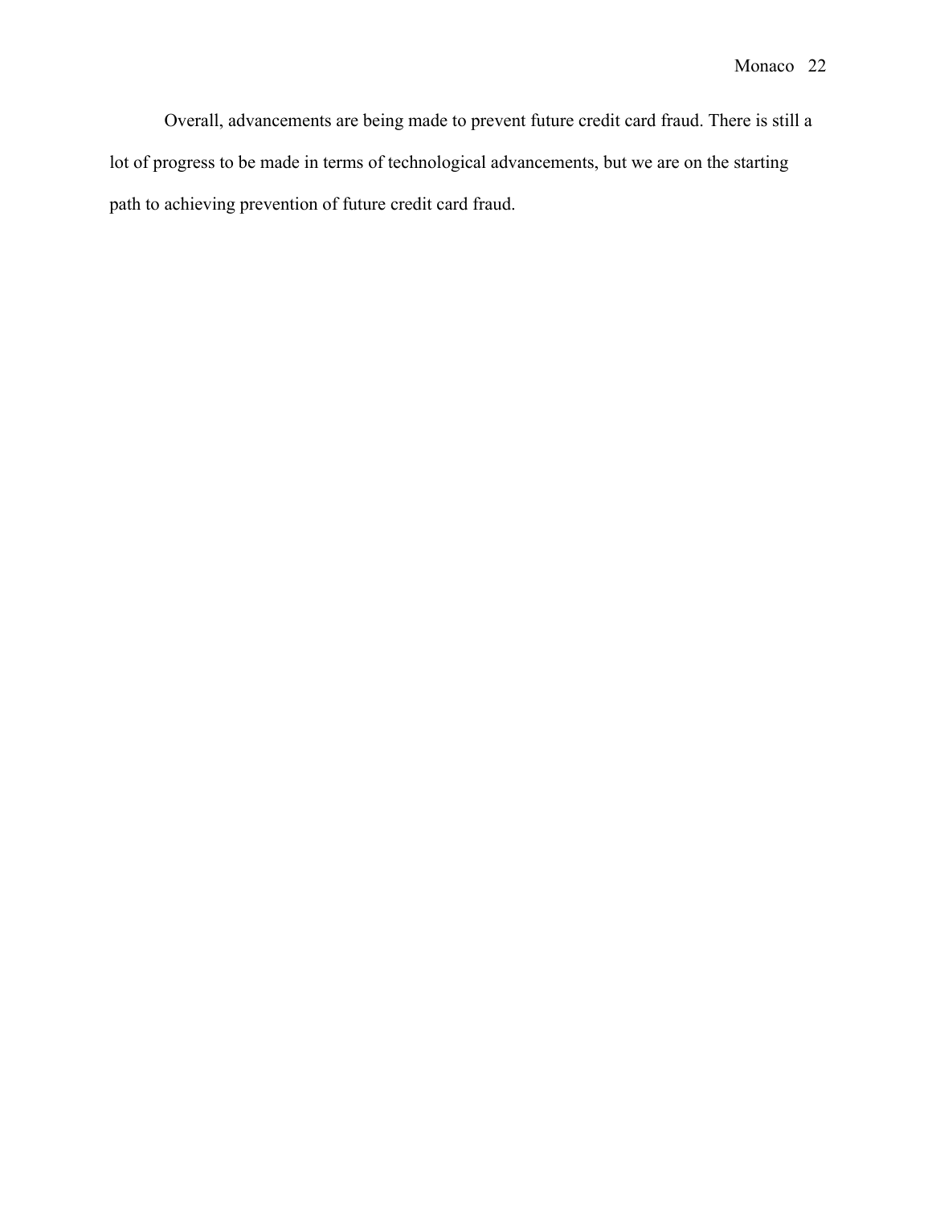Overall, advancements are being made to prevent future credit card fraud. There is still a lot of progress to be made in terms of technological advancements, but we are on the starting path to achieving prevention of future credit card fraud.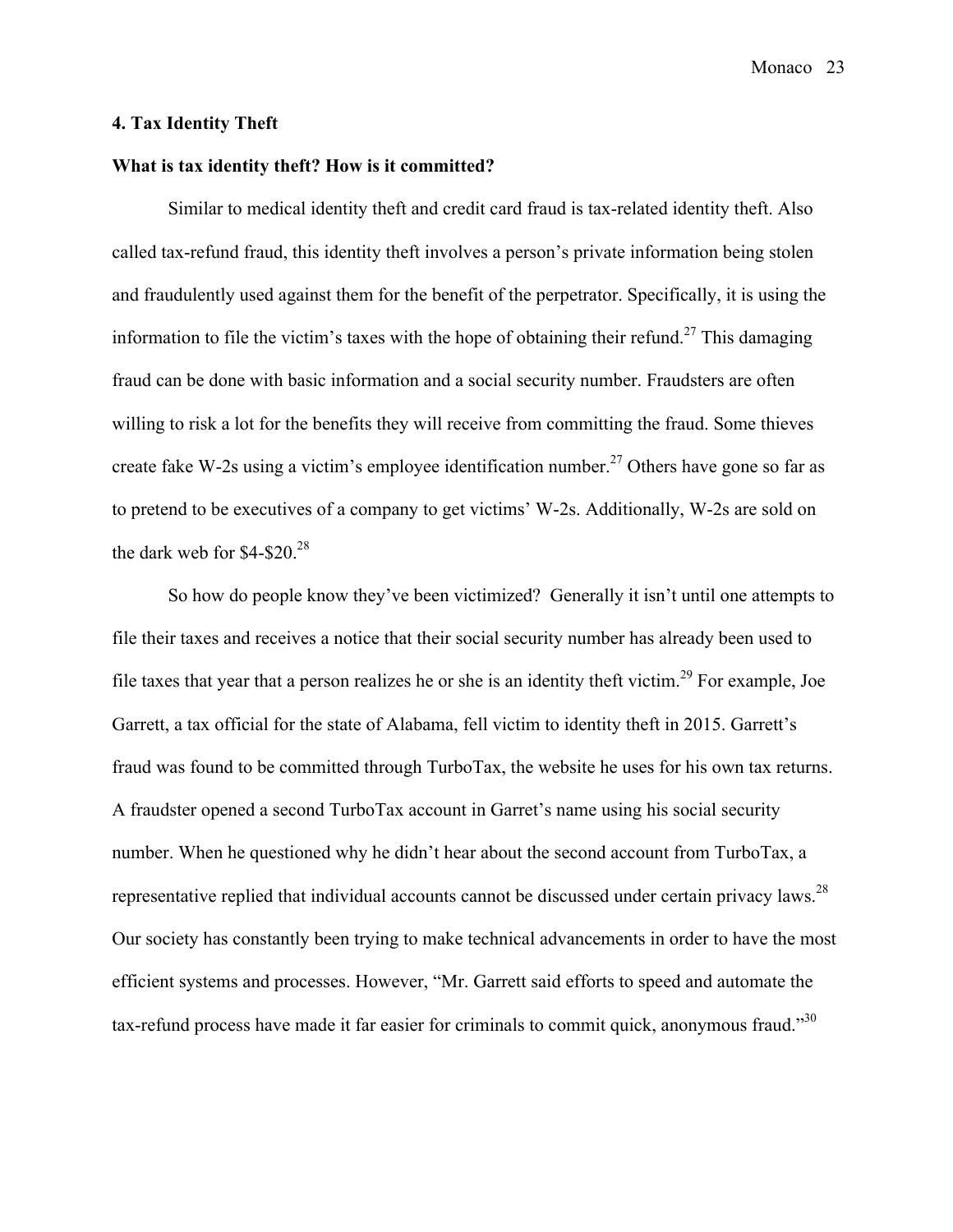## 4. Tax Identity Theft

### What is tax identity theft? How is it committed?

Similar to medical identity theft and credit card fraud is tax-related identity theft. Also called tax-refund fraud, this identity theft involves a person's private information being stolen and fraudulently used against them for the benefit of the perpetrator. Specifically, it is using the information to file the victim's taxes with the hope of obtaining their refund.[27] This damaging fraud can be done with basic information and a social security number. Fraudsters are often willing to risk a lot for the benefits they will receive from committing the fraud. Some thieves create fake W-2s using a victim's employee identification number.[27] Others have gone so far as to pretend to be executives of a company to get victims' W-2s. Additionally, W-2s are sold on the dark web for $4-$20.[28]

So how do people know they've been victimized? Generally it isn't until one attempts to file their taxes and receives a notice that their social security number has already been used to file taxes that year that a person realizes he or she is an identity theft victim.[29] For example, Joe Garrett, a tax official for the state of Alabama, fell victim to identity theft in 2015. Garrett's fraud was found to be committed through TurboTax, the website he uses for his own tax returns. A fraudster opened a second TurboTax account in Garret's name using his social security number. When he questioned why he didn't hear about the second account from TurboTax, a representative replied that individual accounts cannot be discussed under certain privacy laws.[28] Our society has constantly been trying to make technical advancements in order to have the most efficient systems and processes. However, "Mr. Garrett said efforts to speed and automate the tax-refund process have made it far easier for criminals to commit quick, anonymous fraud."[30]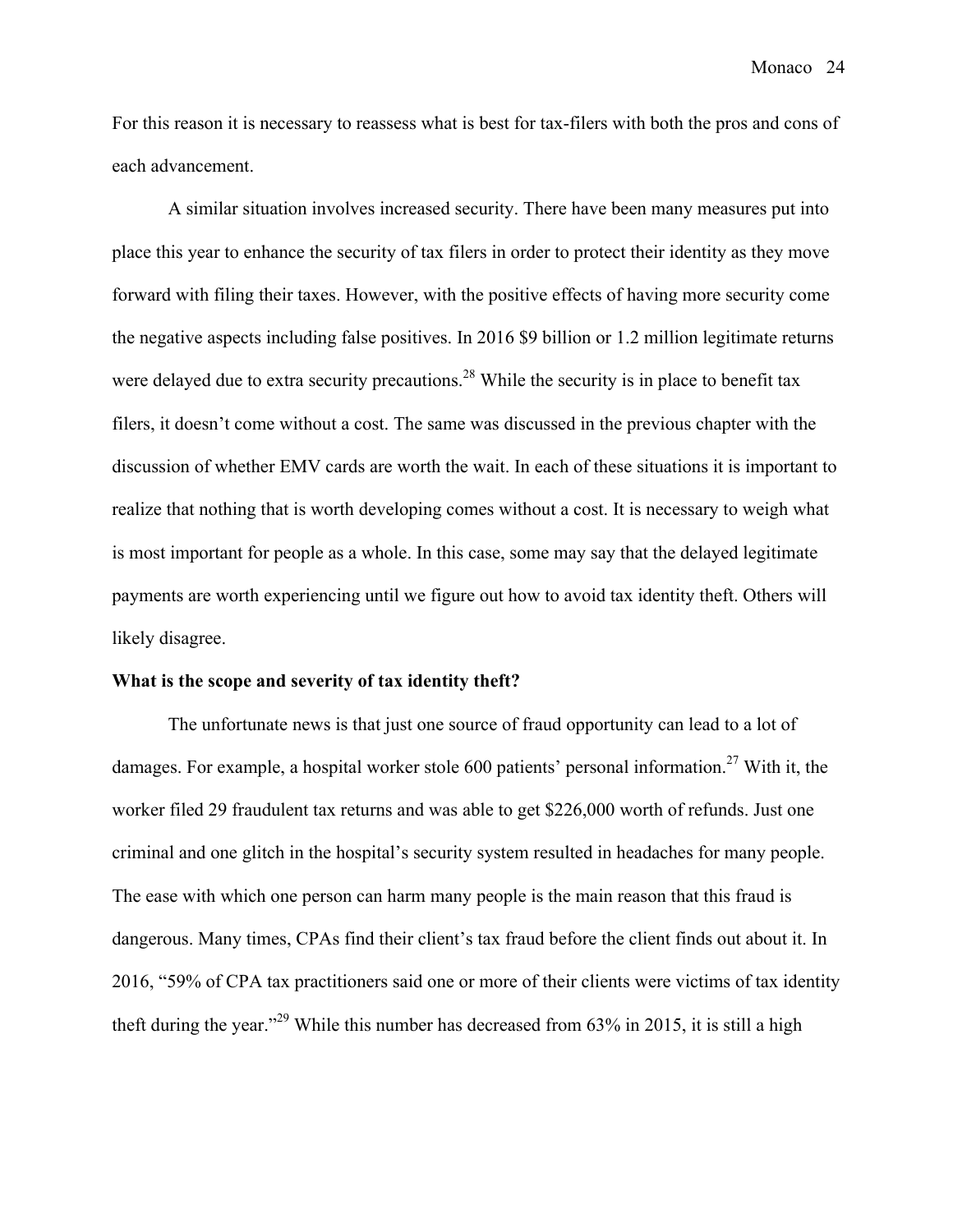For this reason it is necessary to reassess what is best for tax-filers with both the pros and cons of each advancement.

A similar situation involves increased security. There have been many measures put into place this year to enhance the security of tax filers in order to protect their identity as they move forward with filing their taxes. However, with the positive effects of having more security come the negative aspects including false positives. In 2016 $9 billion or 1.2 million legitimate returns were delayed due to extra security precautions.[28] While the security is in place to benefit tax filers, it doesn't come without a cost. The same was discussed in the previous chapter with the discussion of whether EMV cards are worth the wait. In each of these situations it is important to realize that nothing that is worth developing comes without a cost. It is necessary to weigh what is most important for people as a whole. In this case, some may say that the delayed legitimate payments are worth experiencing until we figure out how to avoid tax identity theft. Others will likely disagree.

**What is the scope and severity of tax identity theft?**

The unfortunate news is that just one source of fraud opportunity can lead to a lot of damages. For example, a hospital worker stole 600 patients' personal information.[27] With it, the worker filed 29 fraudulent tax returns and was able to get $226,000 worth of refunds. Just one criminal and one glitch in the hospital's security system resulted in headaches for many people. The ease with which one person can harm many people is the main reason that this fraud is dangerous. Many times, CPAs find their client's tax fraud before the client finds out about it. In 2016, "59% of CPA tax practitioners said one or more of their clients were victims of tax identity theft during the year."[29] While this number has decreased from 63% in 2015, it is still a high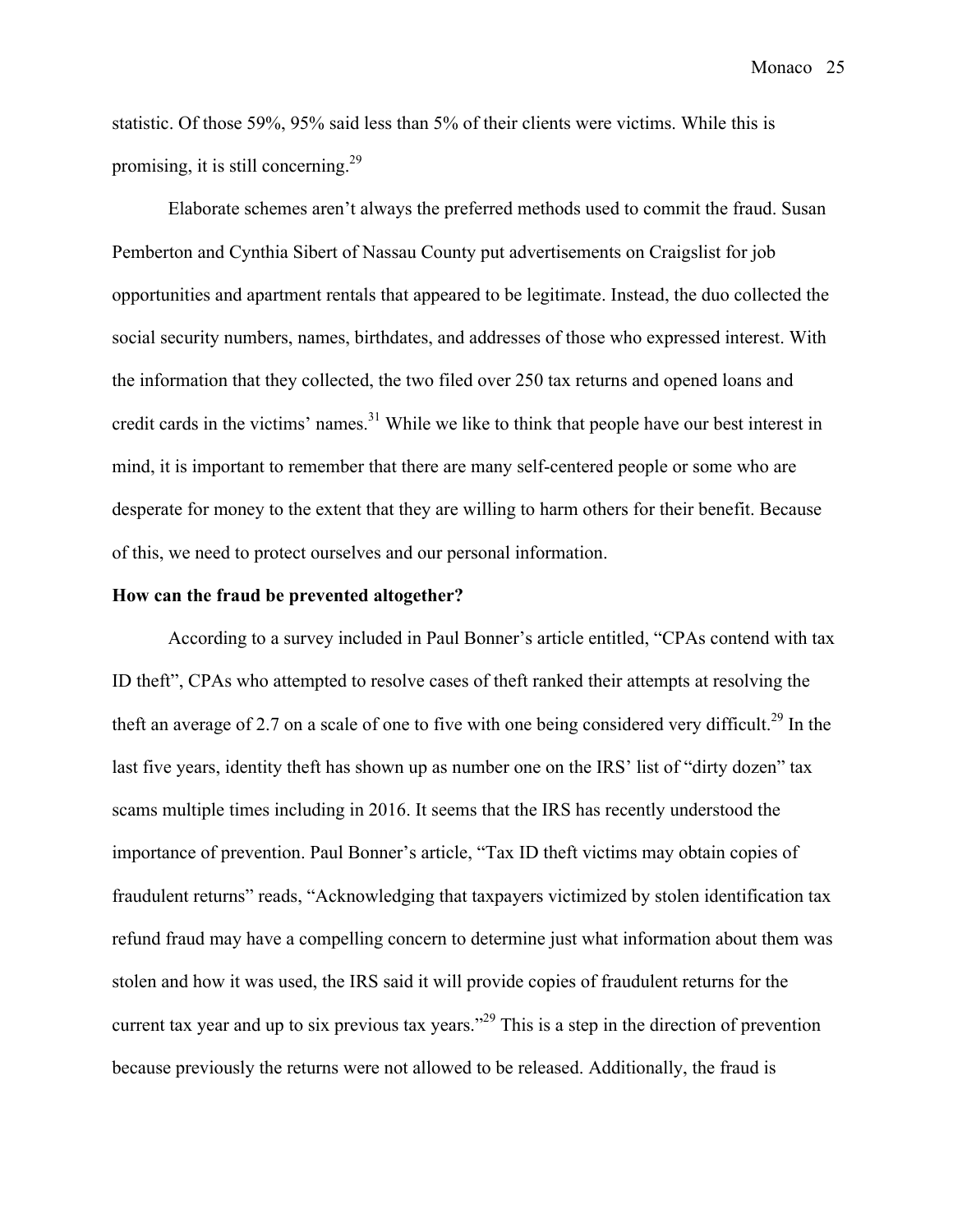statistic. Of those 59%, 95% said less than 5% of their clients were victims. While this is promising, it is still concerning.[29]

Elaborate schemes aren't always the preferred methods used to commit the fraud. Susan Pemberton and Cynthia Sibert of Nassau County put advertisements on Craigslist for job opportunities and apartment rentals that appeared to be legitimate. Instead, the duo collected the social security numbers, names, birthdates, and addresses of those who expressed interest. With the information that they collected, the two filed over 250 tax returns and opened loans and credit cards in the victims' names.[31] While we like to think that people have our best interest in mind, it is important to remember that there are many self-centered people or some who are desperate for money to the extent that they are willing to harm others for their benefit. Because of this, we need to protect ourselves and our personal information.

**How can the fraud be prevented altogether?**

According to a survey included in Paul Bonner's article entitled, "CPAs contend with tax ID theft", CPAs who attempted to resolve cases of theft ranked their attempts at resolving the theft an average of 2.7 on a scale of one to five with one being considered very difficult.[29] In the last five years, identity theft has shown up as number one on the IRS' list of "dirty dozen" tax scams multiple times including in 2016. It seems that the IRS has recently understood the importance of prevention. Paul Bonner's article, "Tax ID theft victims may obtain copies of fraudulent returns" reads, "Acknowledging that taxpayers victimized by stolen identification tax refund fraud may have a compelling concern to determine just what information about them was stolen and how it was used, the IRS said it will provide copies of fraudulent returns for the current tax year and up to six previous tax years."[29] This is a step in the direction of prevention because previously the returns were not allowed to be released. Additionally, the fraud is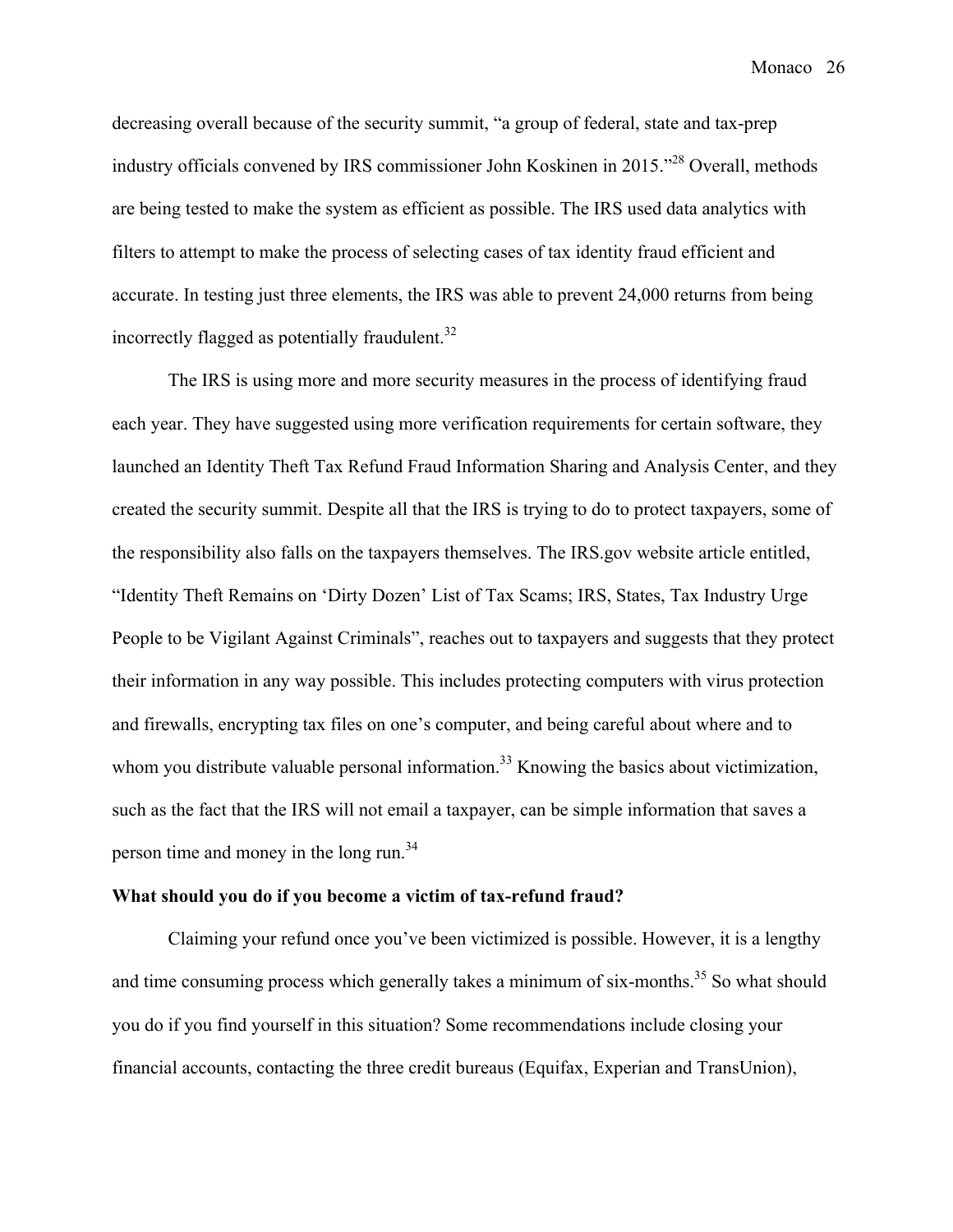decreasing overall because of the security summit, "a group of federal, state and tax-prep industry officials convened by IRS commissioner John Koskinen in 2015."[28] Overall, methods are being tested to make the system as efficient as possible. The IRS used data analytics with filters to attempt to make the process of selecting cases of tax identity fraud efficient and accurate. In testing just three elements, the IRS was able to prevent 24,000 returns from being incorrectly flagged as potentially fraudulent.[32]

The IRS is using more and more security measures in the process of identifying fraud each year. They have suggested using more verification requirements for certain software, they launched an Identity Theft Tax Refund Fraud Information Sharing and Analysis Center, and they created the security summit. Despite all that the IRS is trying to do to protect taxpayers, some of the responsibility also falls on the taxpayers themselves. The IRS.gov website article entitled, "Identity Theft Remains on 'Dirty Dozen' List of Tax Scams; IRS, States, Tax Industry Urge People to be Vigilant Against Criminals", reaches out to taxpayers and suggests that they protect their information in any way possible. This includes protecting computers with virus protection and firewalls, encrypting tax files on one's computer, and being careful about where and to whom you distribute valuable personal information.[33] Knowing the basics about victimization, such as the fact that the IRS will not email a taxpayer, can be simple information that saves a person time and money in the long run.[34]

**What should you do if you become a victim of tax-refund fraud?**

Claiming your refund once you've been victimized is possible. However, it is a lengthy and time consuming process which generally takes a minimum of six-months.[35] So what should you do if you find yourself in this situation? Some recommendations include closing your financial accounts, contacting the three credit bureaus (Equifax, Experian and TransUnion),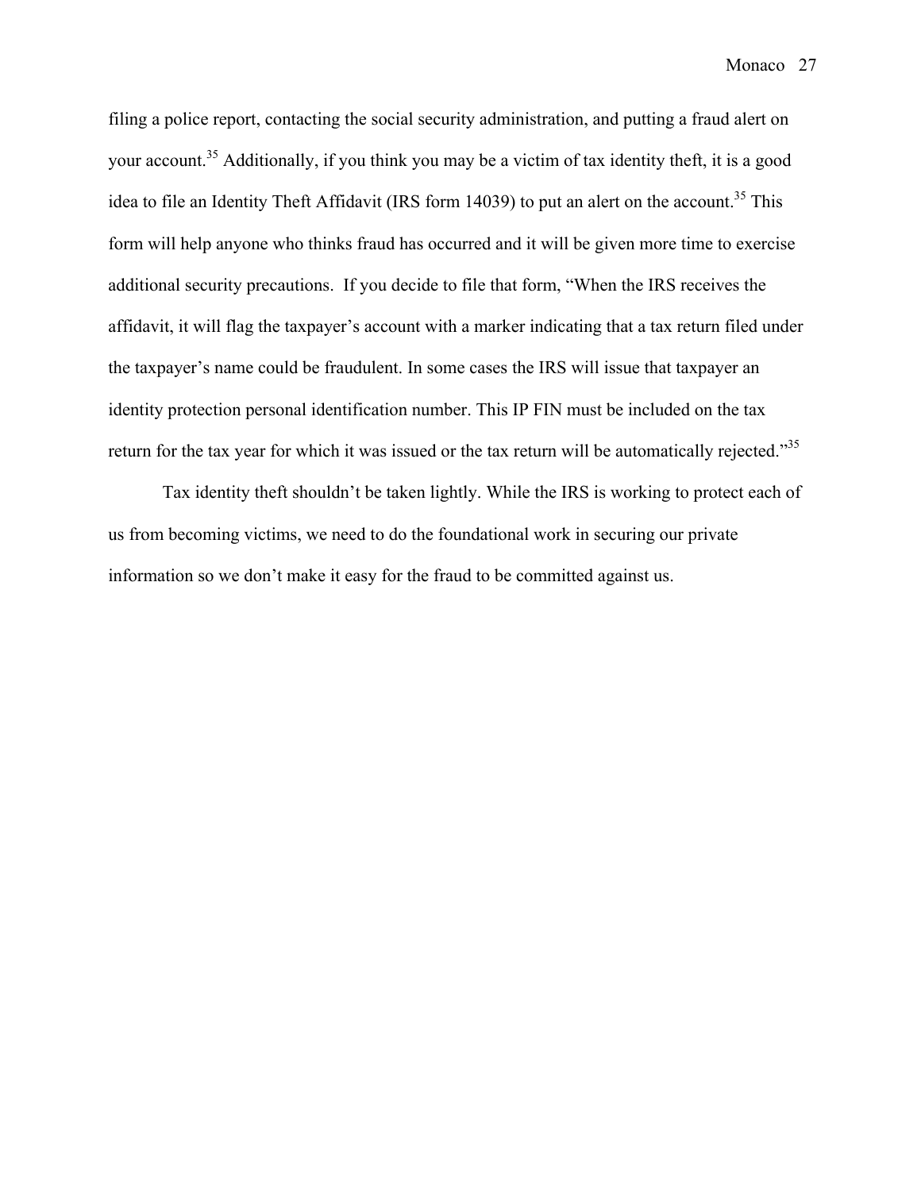filing a police report, contacting the social security administration, and putting a fraud alert on your account.[35] Additionally, if you think you may be a victim of tax identity theft, it is a good idea to file an Identity Theft Affidavit (IRS form 14039) to put an alert on the account.[35] This form will help anyone who thinks fraud has occurred and it will be given more time to exercise additional security precautions.  If you decide to file that form, "When the IRS receives the affidavit, it will flag the taxpayer's account with a marker indicating that a tax return filed under the taxpayer's name could be fraudulent. In some cases the IRS will issue that taxpayer an identity protection personal identification number. This IP FIN must be included on the tax return for the tax year for which it was issued or the tax return will be automatically rejected."[35]

Tax identity theft shouldn't be taken lightly. While the IRS is working to protect each of us from becoming victims, we need to do the foundational work in securing our private information so we don't make it easy for the fraud to be committed against us.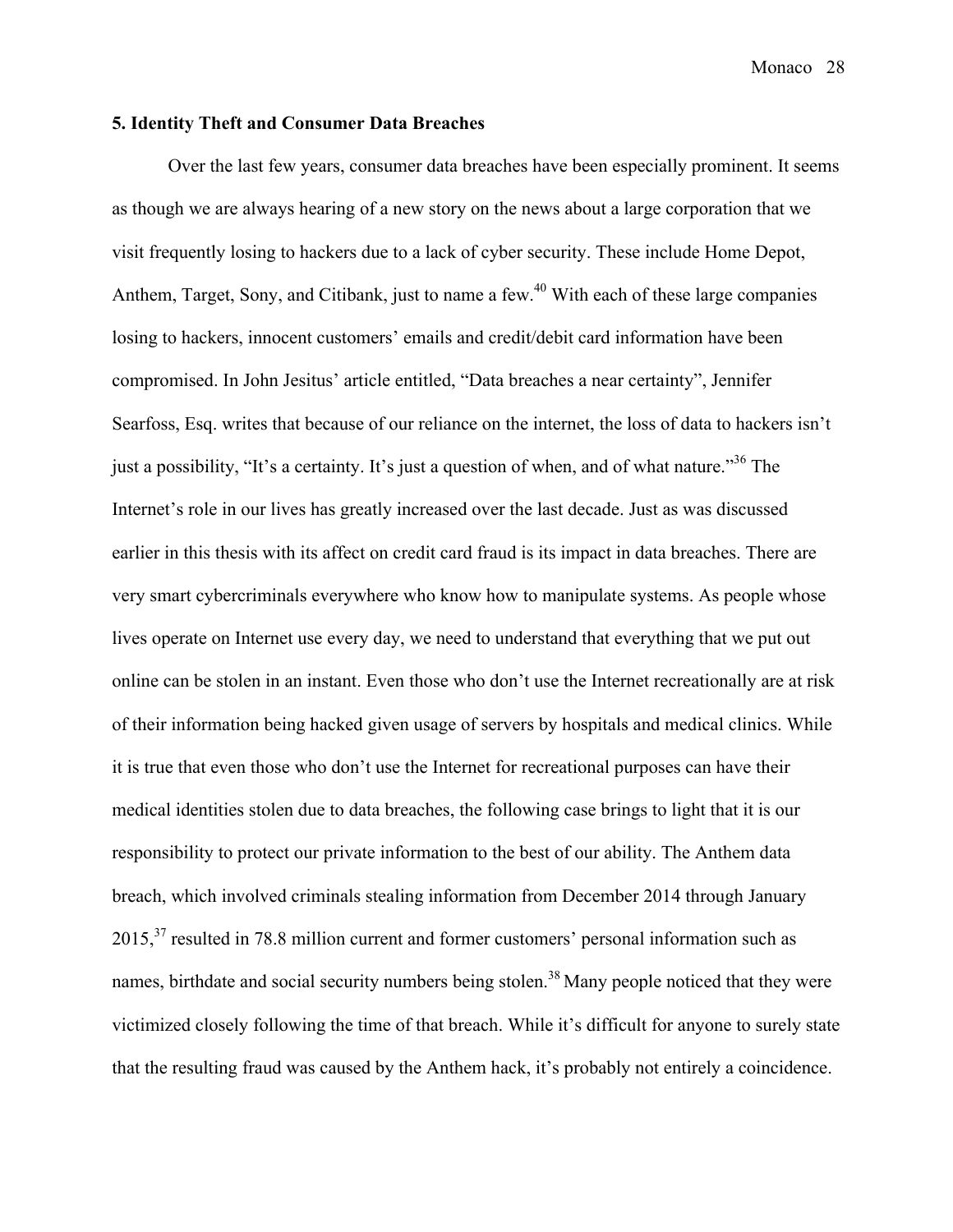## 5. Identity Theft and Consumer Data Breaches

Over the last few years, consumer data breaches have been especially prominent. It seems as though we are always hearing of a new story on the news about a large corporation that we visit frequently losing to hackers due to a lack of cyber security. These include Home Depot, Anthem, Target, Sony, and Citibank, just to name a few.[40] With each of these large companies losing to hackers, innocent customers' emails and credit/debit card information have been compromised. In John Jesitus' article entitled, "Data breaches a near certainty", Jennifer Searfoss, Esq. writes that because of our reliance on the internet, the loss of data to hackers isn't just a possibility, "It's a certainty. It's just a question of when, and of what nature."[36] The Internet's role in our lives has greatly increased over the last decade. Just as was discussed earlier in this thesis with its affect on credit card fraud is its impact in data breaches. There are very smart cybercriminals everywhere who know how to manipulate systems. As people whose lives operate on Internet use every day, we need to understand that everything that we put out online can be stolen in an instant. Even those who don't use the Internet recreationally are at risk of their information being hacked given usage of servers by hospitals and medical clinics. While it is true that even those who don't use the Internet for recreational purposes can have their medical identities stolen due to data breaches, the following case brings to light that it is our responsibility to protect our private information to the best of our ability. The Anthem data breach, which involved criminals stealing information from December 2014 through January 2015,[37] resulted in 78.8 million current and former customers' personal information such as names, birthdate and social security numbers being stolen.[38] Many people noticed that they were victimized closely following the time of that breach. While it's difficult for anyone to surely state that the resulting fraud was caused by the Anthem hack, it's probably not entirely a coincidence.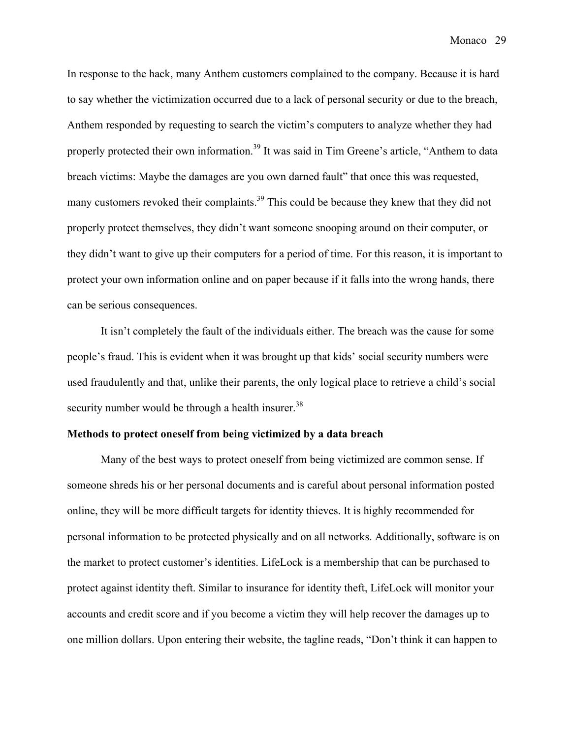In response to the hack, many Anthem customers complained to the company. Because it is hard to say whether the victimization occurred due to a lack of personal security or due to the breach, Anthem responded by requesting to search the victim's computers to analyze whether they had properly protected their own information.[39] It was said in Tim Greene's article, "Anthem to data breach victims: Maybe the damages are you own darned fault" that once this was requested, many customers revoked their complaints.[39] This could be because they knew that they did not properly protect themselves, they didn't want someone snooping around on their computer, or they didn't want to give up their computers for a period of time. For this reason, it is important to protect your own information online and on paper because if it falls into the wrong hands, there can be serious consequences.

It isn't completely the fault of the individuals either. The breach was the cause for some people's fraud. This is evident when it was brought up that kids' social security numbers were used fraudulently and that, unlike their parents, the only logical place to retrieve a child's social security number would be through a health insurer.[38]

**Methods to protect oneself from being victimized by a data breach**

Many of the best ways to protect oneself from being victimized are common sense. If someone shreds his or her personal documents and is careful about personal information posted online, they will be more difficult targets for identity thieves. It is highly recommended for personal information to be protected physically and on all networks. Additionally, software is on the market to protect customer's identities. LifeLock is a membership that can be purchased to protect against identity theft. Similar to insurance for identity theft, LifeLock will monitor your accounts and credit score and if you become a victim they will help recover the damages up to one million dollars. Upon entering their website, the tagline reads, "Don't think it can happen to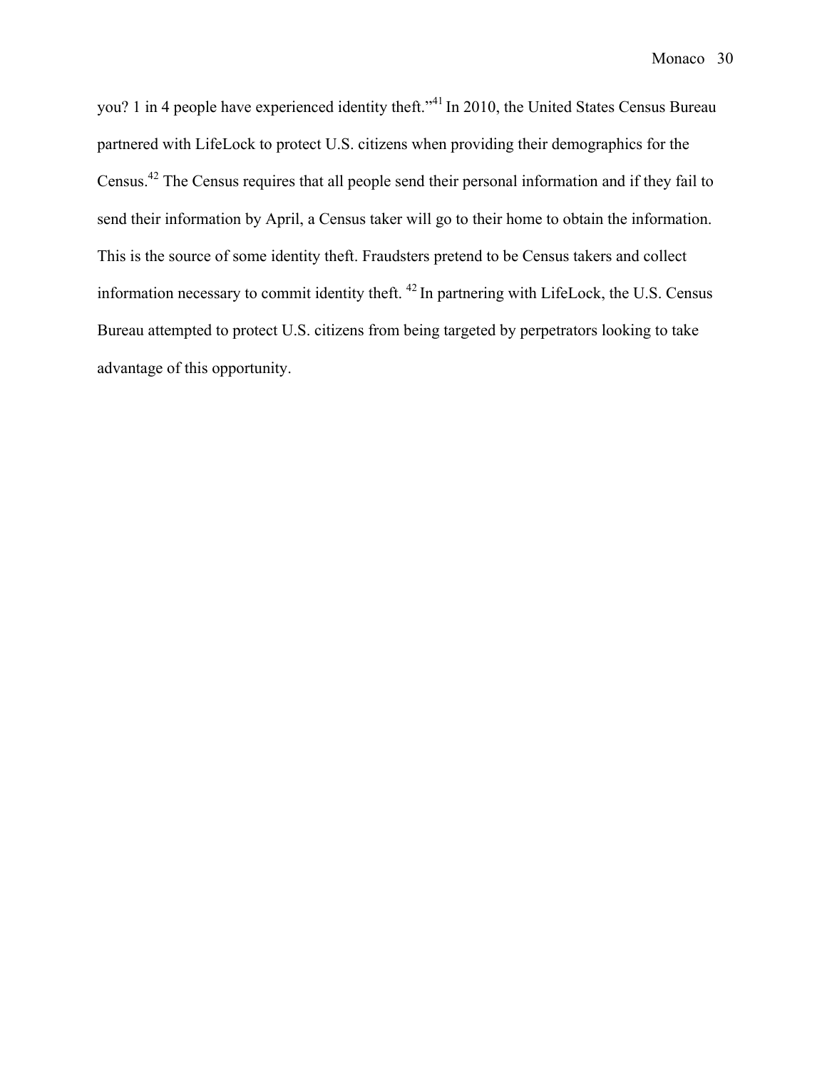you? 1 in 4 people have experienced identity theft."[41] In 2010, the United States Census Bureau partnered with LifeLock to protect U.S. citizens when providing their demographics for the Census.[42] The Census requires that all people send their personal information and if they fail to send their information by April, a Census taker will go to their home to obtain the information. This is the source of some identity theft. Fraudsters pretend to be Census takers and collect information necessary to commit identity theft. [42] In partnering with LifeLock, the U.S. Census Bureau attempted to protect U.S. citizens from being targeted by perpetrators looking to take advantage of this opportunity.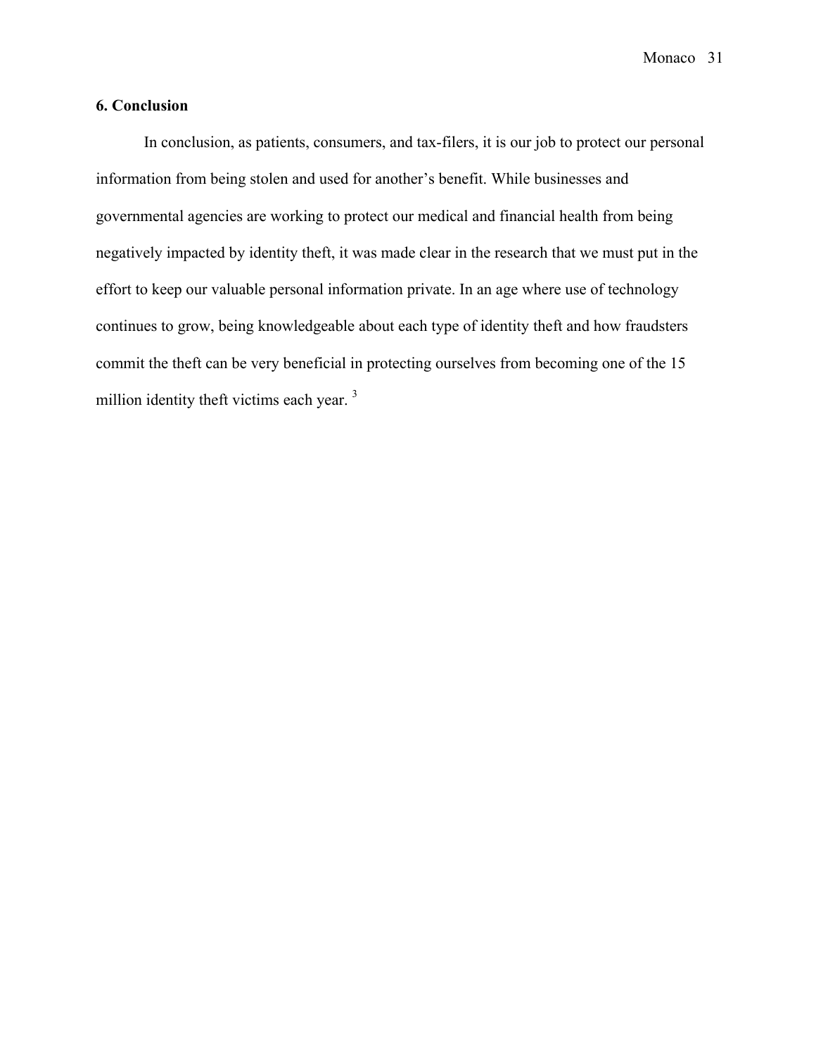## 6. Conclusion

In conclusion, as patients, consumers, and tax-filers, it is our job to protect our personal information from being stolen and used for another's benefit. While businesses and governmental agencies are working to protect our medical and financial health from being negatively impacted by identity theft, it was made clear in the research that we must put in the effort to keep our valuable personal information private. In an age where use of technology continues to grow, being knowledgeable about each type of identity theft and how fraudsters commit the theft can be very beneficial in protecting ourselves from becoming one of the 15 million identity theft victims each year. [3]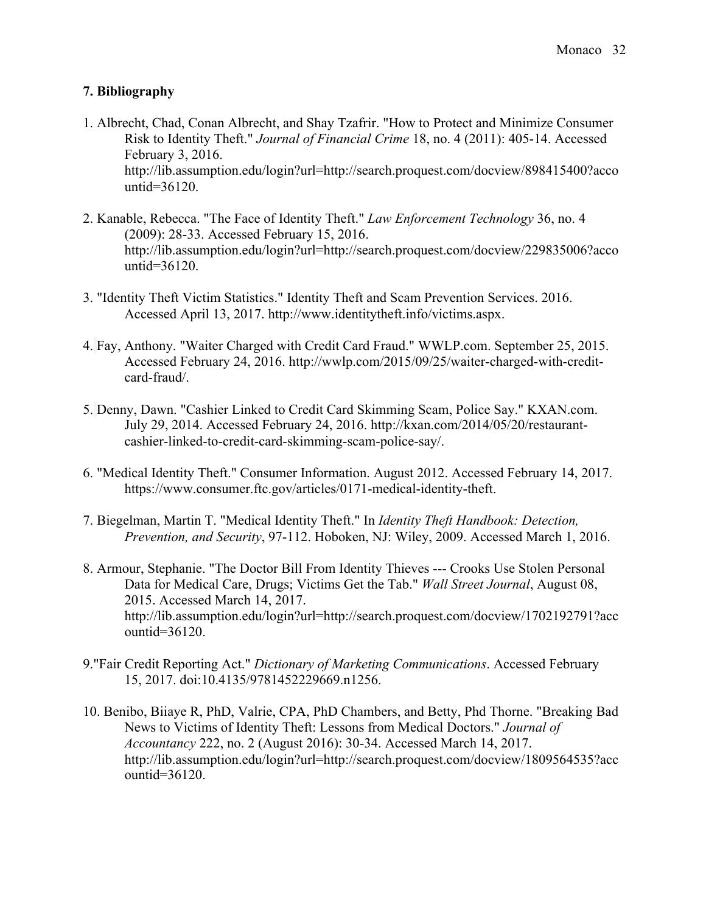## 7. Bibliography

1. Albrecht, Chad, Conan Albrecht, and Shay Tzafrir. "How to Protect and Minimize Consumer Risk to Identity Theft." *Journal of Financial Crime* 18, no. 4 (2011): 405-14. Accessed February 3, 2016. http://lib.assumption.edu/login?url=http://search.proquest.com/docview/898415400?accountid=36120.

2. Kanable, Rebecca. "The Face of Identity Theft." *Law Enforcement Technology* 36, no. 4 (2009): 28-33. Accessed February 15, 2016. http://lib.assumption.edu/login?url=http://search.proquest.com/docview/229835006?accountid=36120.

3. "Identity Theft Victim Statistics." Identity Theft and Scam Prevention Services. 2016. Accessed April 13, 2017. http://www.identitytheft.info/victims.aspx.

4. Fay, Anthony. "Waiter Charged with Credit Card Fraud." WWLP.com. September 25, 2015. Accessed February 24, 2016. http://wwlp.com/2015/09/25/waiter-charged-with-credit-card-fraud/.

5. Denny, Dawn. "Cashier Linked to Credit Card Skimming Scam, Police Say." KXAN.com. July 29, 2014. Accessed February 24, 2016. http://kxan.com/2014/05/20/restaurant-cashier-linked-to-credit-card-skimming-scam-police-say/.

6. "Medical Identity Theft." Consumer Information. August 2012. Accessed February 14, 2017. https://www.consumer.ftc.gov/articles/0171-medical-identity-theft.

7. Biegelman, Martin T. "Medical Identity Theft." In *Identity Theft Handbook: Detection, Prevention, and Security*, 97-112. Hoboken, NJ: Wiley, 2009. Accessed March 1, 2016.

8. Armour, Stephanie. "The Doctor Bill From Identity Thieves --- Crooks Use Stolen Personal Data for Medical Care, Drugs; Victims Get the Tab." *Wall Street Journal*, August 08, 2015. Accessed March 14, 2017. http://lib.assumption.edu/login?url=http://search.proquest.com/docview/1702192791?accountid=36120.

9."Fair Credit Reporting Act." *Dictionary of Marketing Communications*. Accessed February 15, 2017. doi:10.4135/9781452229669.n1256.

10. Benibo, Biiaye R, PhD, Valrie, CPA, PhD Chambers, and Betty, Phd Thorne. "Breaking Bad News to Victims of Identity Theft: Lessons from Medical Doctors." *Journal of Accountancy* 222, no. 2 (August 2016): 30-34. Accessed March 14, 2017. http://lib.assumption.edu/login?url=http://search.proquest.com/docview/1809564535?accountid=36120.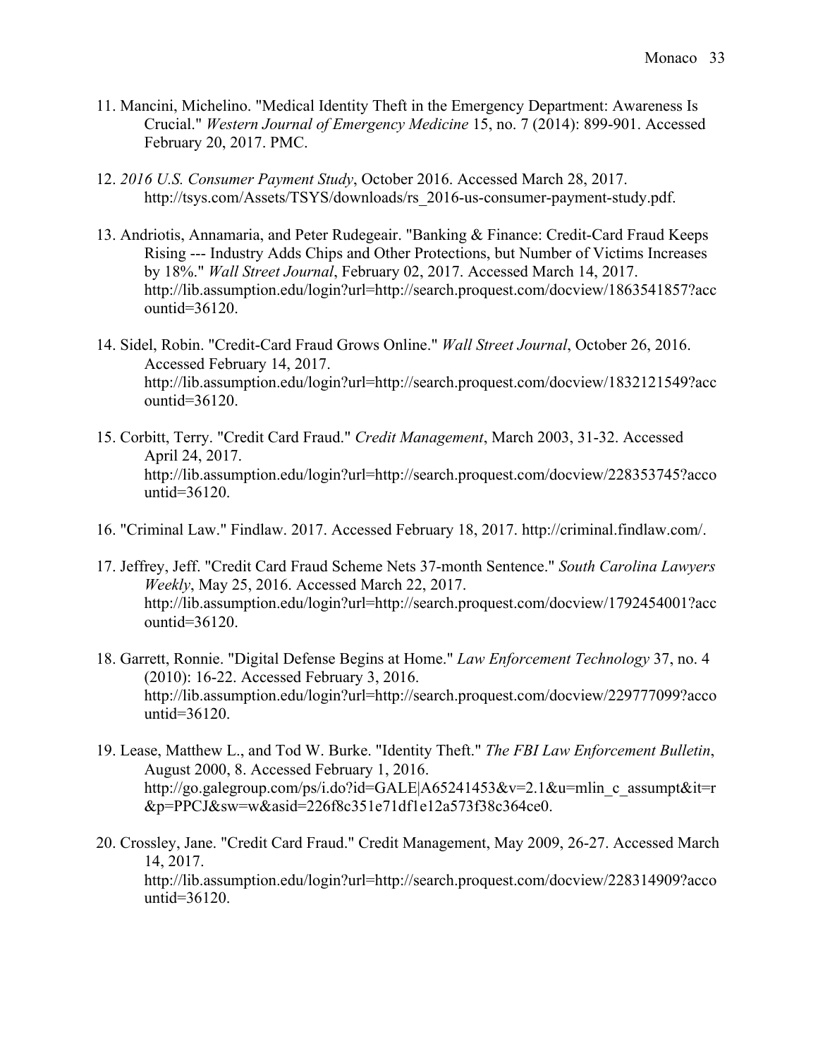11. Mancini, Michelino. "Medical Identity Theft in the Emergency Department: Awareness Is Crucial." *Western Journal of Emergency Medicine* 15, no. 7 (2014): 899-901. Accessed February 20, 2017. PMC.

12. *2016 U.S. Consumer Payment Study*, October 2016. Accessed March 28, 2017. http://tsys.com/Assets/TSYS/downloads/rs_2016-us-consumer-payment-study.pdf.

13. Andriotis, Annamaria, and Peter Rudegeair. "Banking & Finance: Credit-Card Fraud Keeps Rising --- Industry Adds Chips and Other Protections, but Number of Victims Increases by 18%." *Wall Street Journal*, February 02, 2017. Accessed March 14, 2017. http://lib.assumption.edu/login?url=http://search.proquest.com/docview/1863541857?accountid=36120.

14. Sidel, Robin. "Credit-Card Fraud Grows Online." *Wall Street Journal*, October 26, 2016. Accessed February 14, 2017. http://lib.assumption.edu/login?url=http://search.proquest.com/docview/1832121549?accountid=36120.

15. Corbitt, Terry. "Credit Card Fraud." *Credit Management*, March 2003, 31-32. Accessed April 24, 2017. http://lib.assumption.edu/login?url=http://search.proquest.com/docview/228353745?accountid=36120.

16. "Criminal Law." Findlaw. 2017. Accessed February 18, 2017. http://criminal.findlaw.com/.

17. Jeffrey, Jeff. "Credit Card Fraud Scheme Nets 37-month Sentence." *South Carolina Lawyers Weekly*, May 25, 2016. Accessed March 22, 2017. http://lib.assumption.edu/login?url=http://search.proquest.com/docview/1792454001?accountid=36120.

18. Garrett, Ronnie. "Digital Defense Begins at Home." *Law Enforcement Technology* 37, no. 4 (2010): 16-22. Accessed February 3, 2016. http://lib.assumption.edu/login?url=http://search.proquest.com/docview/229777099?accountid=36120.

19. Lease, Matthew L., and Tod W. Burke. "Identity Theft." *The FBI Law Enforcement Bulletin*, August 2000, 8. Accessed February 1, 2016. http://go.galegroup.com/ps/i.do?id=GALE|A65241453&v=2.1&u=mlin_c_assumpt&it=r&p=PPCJ&sw=w&asid=226f8c351e71df1e12a573f38c364ce0.

20. Crossley, Jane. "Credit Card Fraud." Credit Management, May 2009, 26-27. Accessed March 14, 2017. http://lib.assumption.edu/login?url=http://search.proquest.com/docview/228314909?accountid=36120.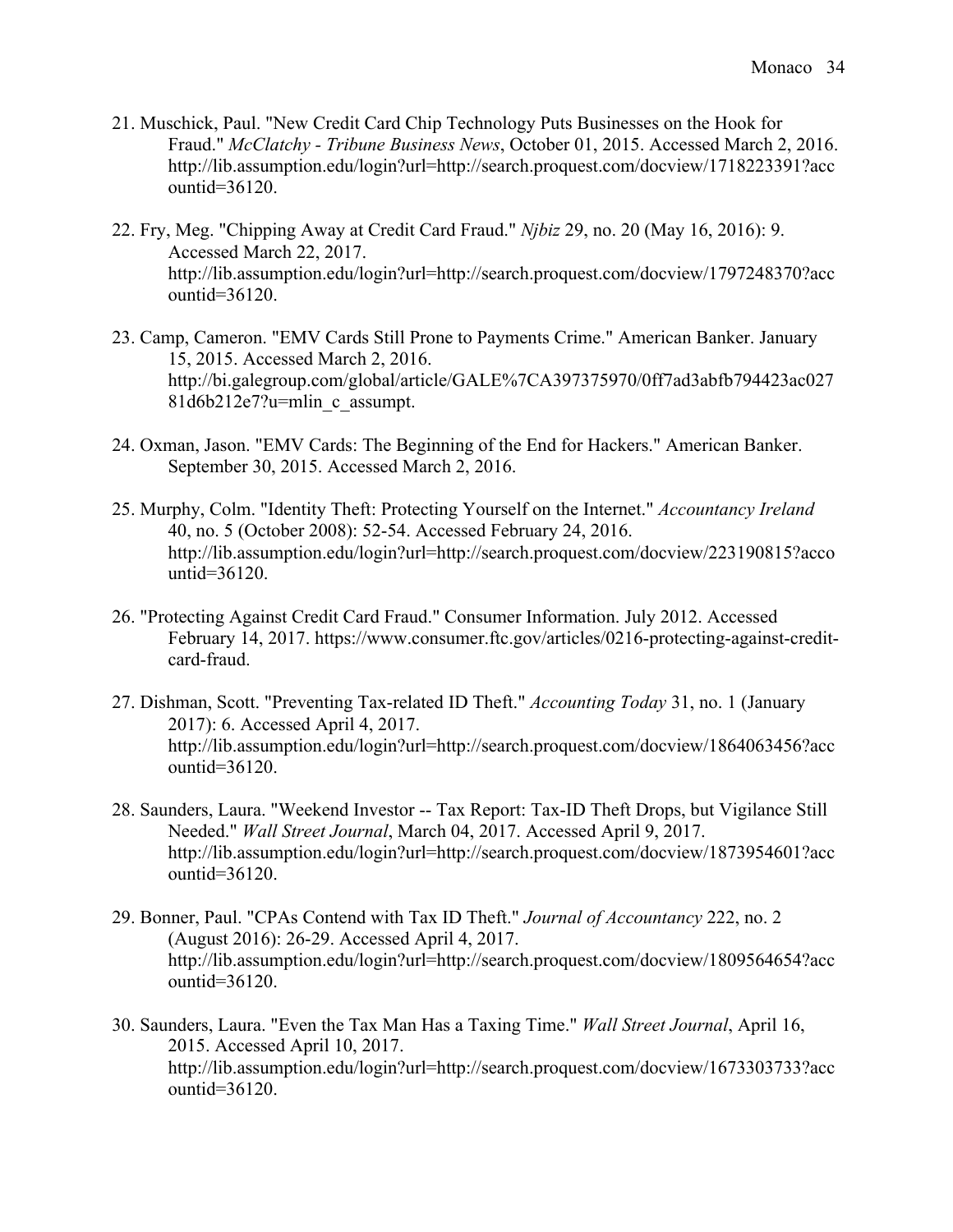21. Muschick, Paul. "New Credit Card Chip Technology Puts Businesses on the Hook for Fraud." *McClatchy - Tribune Business News*, October 01, 2015. Accessed March 2, 2016. http://lib.assumption.edu/login?url=http://search.proquest.com/docview/1718223391?accountid=36120.

22. Fry, Meg. "Chipping Away at Credit Card Fraud." *Njbiz* 29, no. 20 (May 16, 2016): 9. Accessed March 22, 2017. http://lib.assumption.edu/login?url=http://search.proquest.com/docview/1797248370?accountid=36120.

23. Camp, Cameron. "EMV Cards Still Prone to Payments Crime." American Banker. January 15, 2015. Accessed March 2, 2016. http://bi.galegroup.com/global/article/GALE%7CA397375970/0ff7ad3abfb794423ac02781d6b212e7?u=mlin_c_assumpt.

24. Oxman, Jason. "EMV Cards: The Beginning of the End for Hackers." American Banker. September 30, 2015. Accessed March 2, 2016.

25. Murphy, Colm. "Identity Theft: Protecting Yourself on the Internet." *Accountancy Ireland* 40, no. 5 (October 2008): 52-54. Accessed February 24, 2016. http://lib.assumption.edu/login?url=http://search.proquest.com/docview/223190815?accountid=36120.

26. "Protecting Against Credit Card Fraud." Consumer Information. July 2012. Accessed February 14, 2017. https://www.consumer.ftc.gov/articles/0216-protecting-against-credit-card-fraud.

27. Dishman, Scott. "Preventing Tax-related ID Theft." *Accounting Today* 31, no. 1 (January 2017): 6. Accessed April 4, 2017. http://lib.assumption.edu/login?url=http://search.proquest.com/docview/1864063456?accountid=36120.

28. Saunders, Laura. "Weekend Investor -- Tax Report: Tax-ID Theft Drops, but Vigilance Still Needed." *Wall Street Journal*, March 04, 2017. Accessed April 9, 2017. http://lib.assumption.edu/login?url=http://search.proquest.com/docview/1873954601?accountid=36120.

29. Bonner, Paul. "CPAs Contend with Tax ID Theft." *Journal of Accountancy* 222, no. 2 (August 2016): 26-29. Accessed April 4, 2017. http://lib.assumption.edu/login?url=http://search.proquest.com/docview/1809564654?accountid=36120.

30. Saunders, Laura. "Even the Tax Man Has a Taxing Time." *Wall Street Journal*, April 16, 2015. Accessed April 10, 2017. http://lib.assumption.edu/login?url=http://search.proquest.com/docview/1673303733?accountid=36120.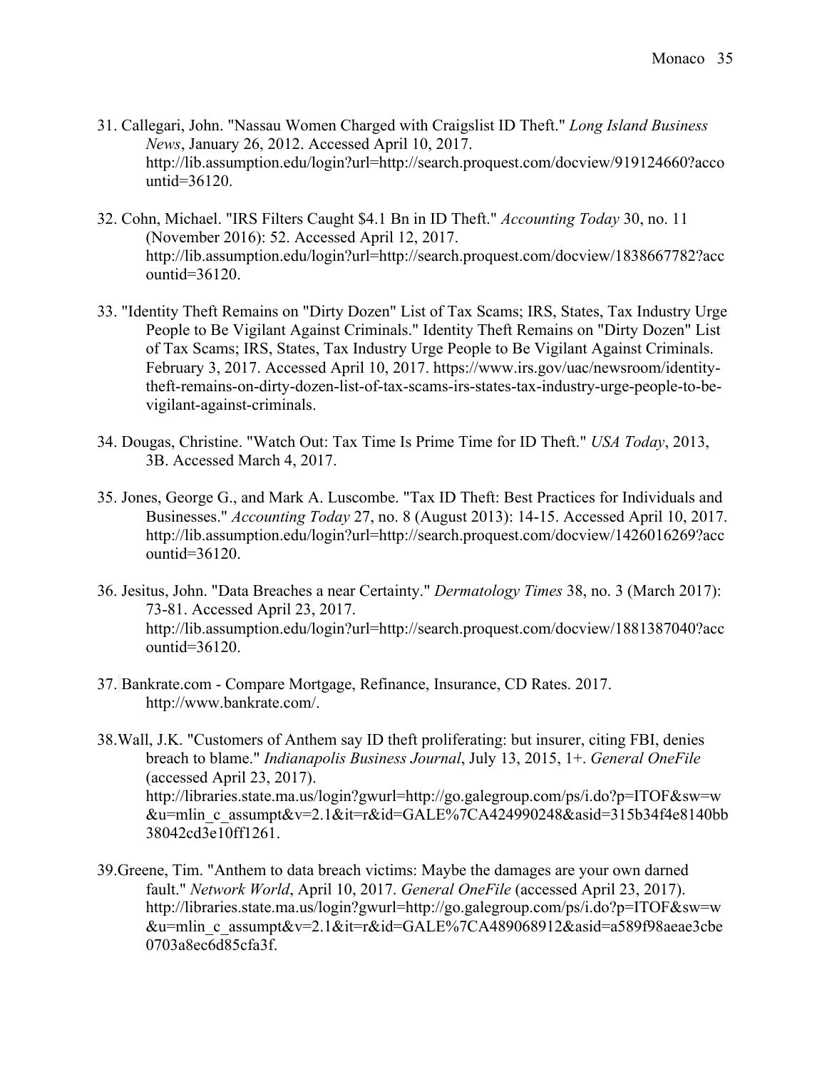31. Callegari, John. "Nassau Women Charged with Craigslist ID Theft." *Long Island Business News*, January 26, 2012. Accessed April 10, 2017. http://lib.assumption.edu/login?url=http://search.proquest.com/docview/919124660?accountid=36120.

32. Cohn, Michael. "IRS Filters Caught $4.1 Bn in ID Theft." *Accounting Today* 30, no. 11 (November 2016): 52. Accessed April 12, 2017. http://lib.assumption.edu/login?url=http://search.proquest.com/docview/1838667782?accountid=36120.

33. "Identity Theft Remains on "Dirty Dozen" List of Tax Scams; IRS, States, Tax Industry Urge People to Be Vigilant Against Criminals." Identity Theft Remains on "Dirty Dozen" List of Tax Scams; IRS, States, Tax Industry Urge People to Be Vigilant Against Criminals. February 3, 2017. Accessed April 10, 2017. https://www.irs.gov/uac/newsroom/identity-theft-remains-on-dirty-dozen-list-of-tax-scams-irs-states-tax-industry-urge-people-to-be-vigilant-against-criminals.

34. Dougas, Christine. "Watch Out: Tax Time Is Prime Time for ID Theft." *USA Today*, 2013, 3B. Accessed March 4, 2017.

35. Jones, George G., and Mark A. Luscombe. "Tax ID Theft: Best Practices for Individuals and Businesses." *Accounting Today* 27, no. 8 (August 2013): 14-15. Accessed April 10, 2017. http://lib.assumption.edu/login?url=http://search.proquest.com/docview/1426016269?accountid=36120.

36. Jesitus, John. "Data Breaches a near Certainty." *Dermatology Times* 38, no. 3 (March 2017): 73-81. Accessed April 23, 2017. http://lib.assumption.edu/login?url=http://search.proquest.com/docview/1881387040?accountid=36120.

37. Bankrate.com - Compare Mortgage, Refinance, Insurance, CD Rates. 2017. http://www.bankrate.com/.

38. Wall, J.K. "Customers of Anthem say ID theft proliferating: but insurer, citing FBI, denies breach to blame." *Indianapolis Business Journal*, July 13, 2015, 1+. *General OneFile* (accessed April 23, 2017). http://libraries.state.ma.us/login?gwurl=http://go.galegroup.com/ps/i.do?p=ITOF&sw=w&u=mlin_c_assumpt&v=2.1&it=r&id=GALE%7CA424990248&asid=315b34f4e8140bb38042cd3e10ff1261.

39. Greene, Tim. "Anthem to data breach victims: Maybe the damages are your own darned fault." *Network World*, April 10, 2017. *General OneFile* (accessed April 23, 2017). http://libraries.state.ma.us/login?gwurl=http://go.galegroup.com/ps/i.do?p=ITOF&sw=w&u=mlin_c_assumpt&v=2.1&it=r&id=GALE%7CA489068912&asid=a589f98aeae3cbe0703a8ec6d85cfa3f.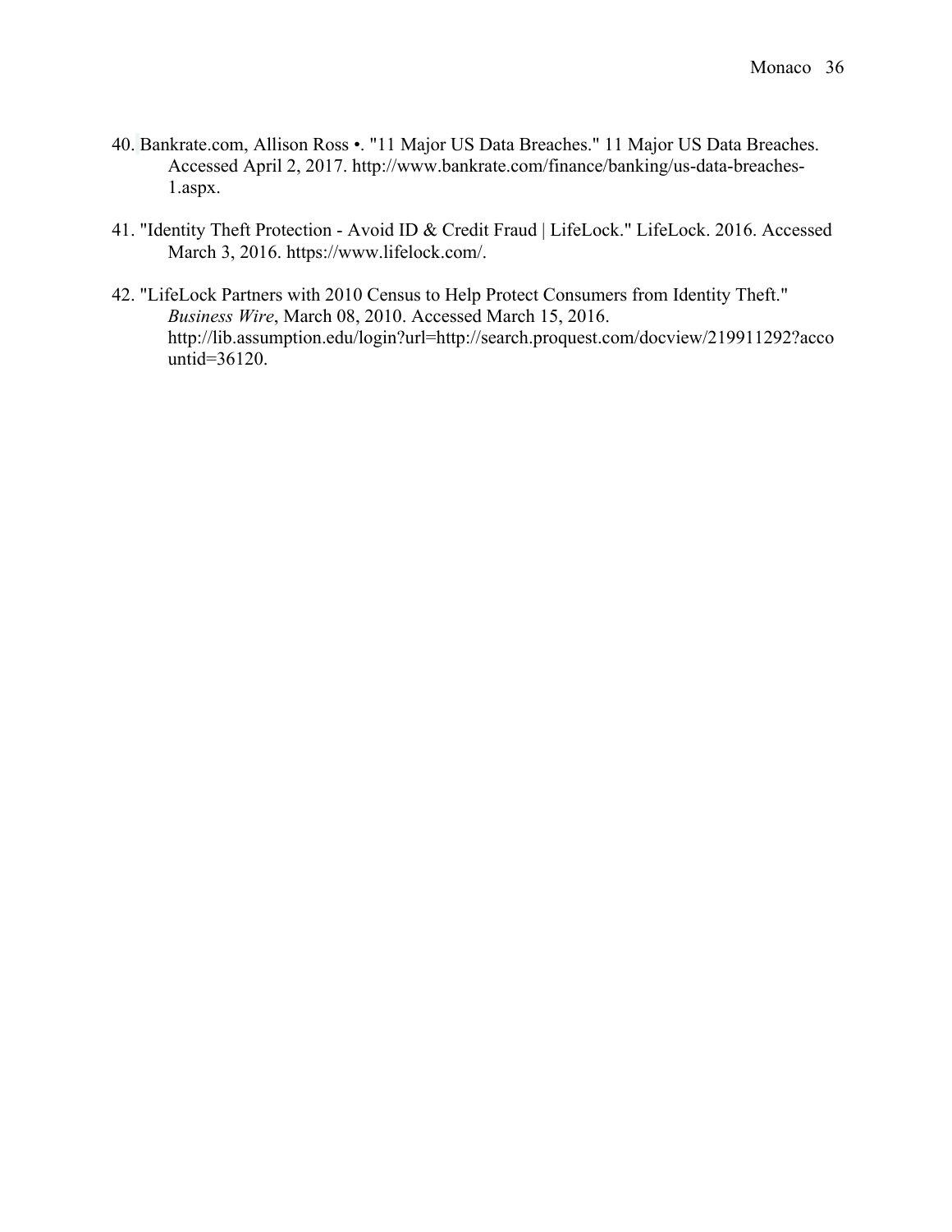40. Bankrate.com, Allison Ross •. "11 Major US Data Breaches." 11 Major US Data Breaches. Accessed April 2, 2017. http://www.bankrate.com/finance/banking/us-data-breaches-1.aspx.

41. "Identity Theft Protection - Avoid ID & Credit Fraud | LifeLock." LifeLock. 2016. Accessed March 3, 2016. https://www.lifelock.com/.

42. "LifeLock Partners with 2010 Census to Help Protect Consumers from Identity Theft." *Business Wire*, March 08, 2010. Accessed March 15, 2016. http://lib.assumption.edu/login?url=http://search.proquest.com/docview/219911292?accountid=36120.